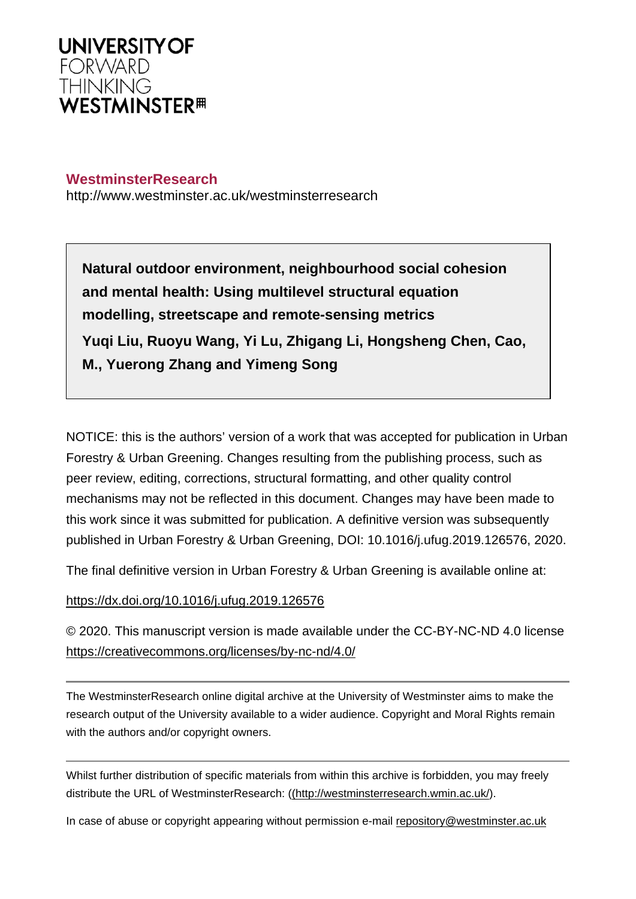**UNIVERSITY OF FORWARD THINKING WESTMINSTER**

**WestminsterResearch**
http://www.westminster.ac.uk/westminsterresearch

**Natural outdoor environment, neighbourhood social cohesion and mental health: Using multilevel structural equation modelling, streetscape and remote-sensing metrics**

**Yuqi Liu, Ruoyu Wang, Yi Lu, Zhigang Li, Hongsheng Chen, Cao, M., Yuerong Zhang and Yimeng Song**

NOTICE: this is the authors' version of a work that was accepted for publication in Urban Forestry & Urban Greening. Changes resulting from the publishing process, such as peer review, editing, corrections, structural formatting, and other quality control mechanisms may not be reflected in this document. Changes may have been made to this work since it was submitted for publication. A definitive version was subsequently published in Urban Forestry & Urban Greening, DOI: 10.1016/j.ufug.2019.126576, 2020.

The final definitive version in Urban Forestry & Urban Greening is available online at:

https://dx.doi.org/10.1016/j.ufug.2019.126576

© 2020. This manuscript version is made available under the CC-BY-NC-ND 4.0 license https://creativecommons.org/licenses/by-nc-nd/4.0/

---

The WestminsterResearch online digital archive at the University of Westminster aims to make the research output of the University available to a wider audience. Copyright and Moral Rights remain with the authors and/or copyright owners.

---

Whilst further distribution of specific materials from within this archive is forbidden, you may freely distribute the URL of WestminsterResearch: ((http://westminsterresearch.wmin.ac.uk/).

In case of abuse or copyright appearing without permission e-mail repository@westminster.ac.uk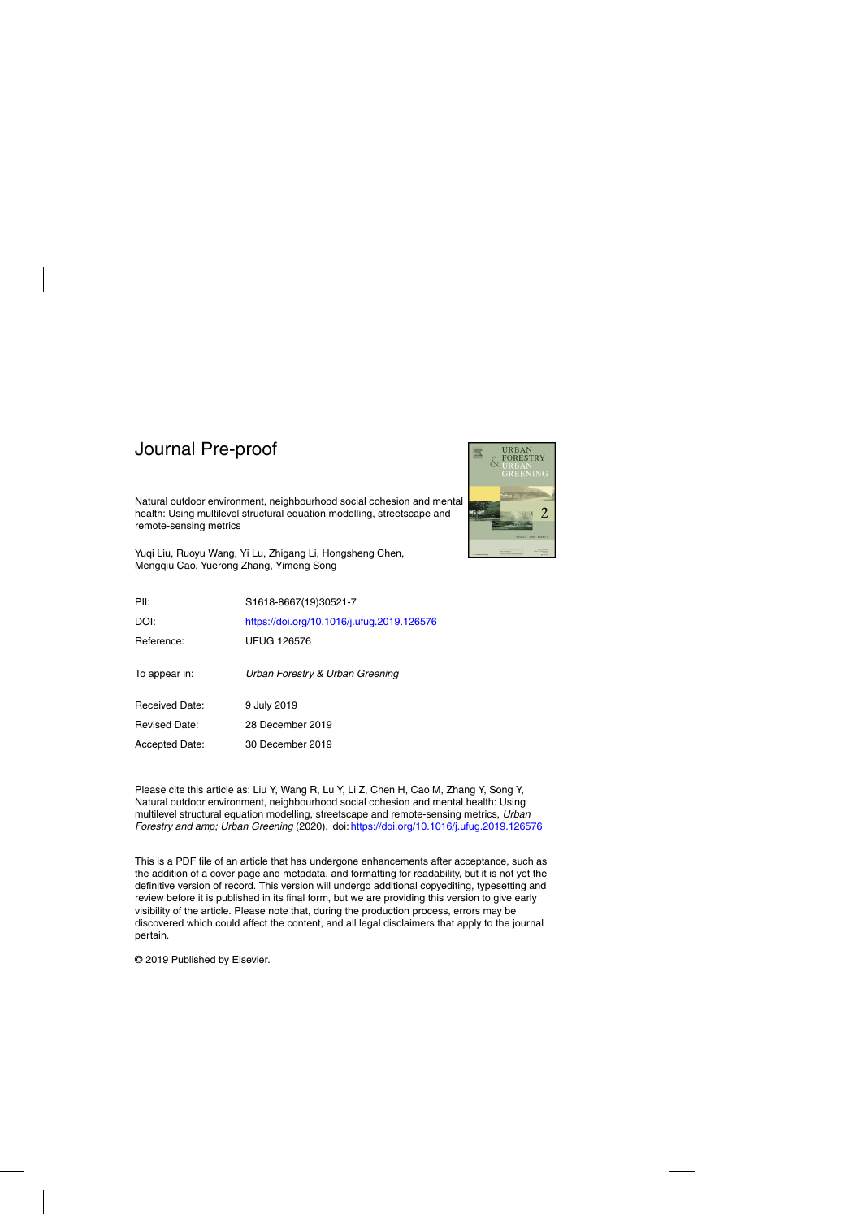# Journal Pre-proof

Natural outdoor environment, neighbourhood social cohesion and mental health: Using multilevel structural equation modelling, streetscape and remote-sensing metrics

Yuqi Liu, Ruoyu Wang, Yi Lu, Zhigang Li, Hongsheng Chen, Mengqiu Cao, Yuerong Zhang, Yimeng Song

| | |
|---|---|
| PII: | S1618-8667(19)30521-7 |
| DOI: | https://doi.org/10.1016/j.ufug.2019.126576 |
| Reference: | UFUG 126576 |
| To appear in: | *Urban Forestry & Urban Greening* |
| Received Date: | 9 July 2019 |
| Revised Date: | 28 December 2019 |
| Accepted Date: | 30 December 2019 |

Please cite this article as: Liu Y, Wang R, Lu Y, Li Z, Chen H, Cao M, Zhang Y, Song Y, Natural outdoor environment, neighbourhood social cohesion and mental health: Using multilevel structural equation modelling, streetscape and remote-sensing metrics, *Urban Forestry and amp; Urban Greening* (2020), doi: https://doi.org/10.1016/j.ufug.2019.126576

This is a PDF file of an article that has undergone enhancements after acceptance, such as the addition of a cover page and metadata, and formatting for readability, but it is not yet the definitive version of record. This version will undergo additional copyediting, typesetting and review before it is published in its final form, but we are providing this version to give early visibility of the article. Please note that, during the production process, errors may be discovered which could affect the content, and all legal disclaimers that apply to the journal pertain.

© 2019 Published by Elsevier.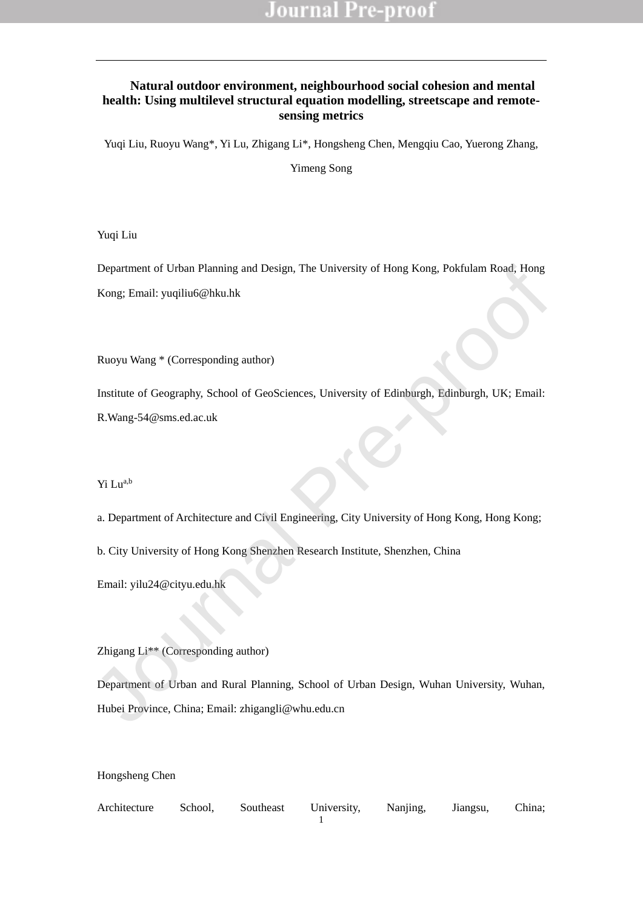# Natural outdoor environment, neighbourhood social cohesion and mental health: Using multilevel structural equation modelling, streetscape and remote-sensing metrics

Yuqi Liu, Ruoyu Wang*, Yi Lu, Zhigang Li*, Hongsheng Chen, Mengqiu Cao, Yuerong Zhang, Yimeng Song

Yuqi Liu

Department of Urban Planning and Design, The University of Hong Kong, Pokfulam Road, Hong Kong; Email: yuqiliu6@hku.hk

Ruoyu Wang * (Corresponding author)

Institute of Geography, School of GeoSciences, University of Edinburgh, Edinburgh, UK; Email: R.Wang-54@sms.ed.ac.uk

Yi Lu[a,b]

a. Department of Architecture and Civil Engineering, City University of Hong Kong, Hong Kong;

b. City University of Hong Kong Shenzhen Research Institute, Shenzhen, China

Email: yilu24@cityu.edu.hk

Zhigang Li** (Corresponding author)

Department of Urban and Rural Planning, School of Urban Design, Wuhan University, Wuhan, Hubei Province, China; Email: zhigangli@whu.edu.cn

Hongsheng Chen

Architecture School, Southeast University, Nanjing, Jiangsu, China;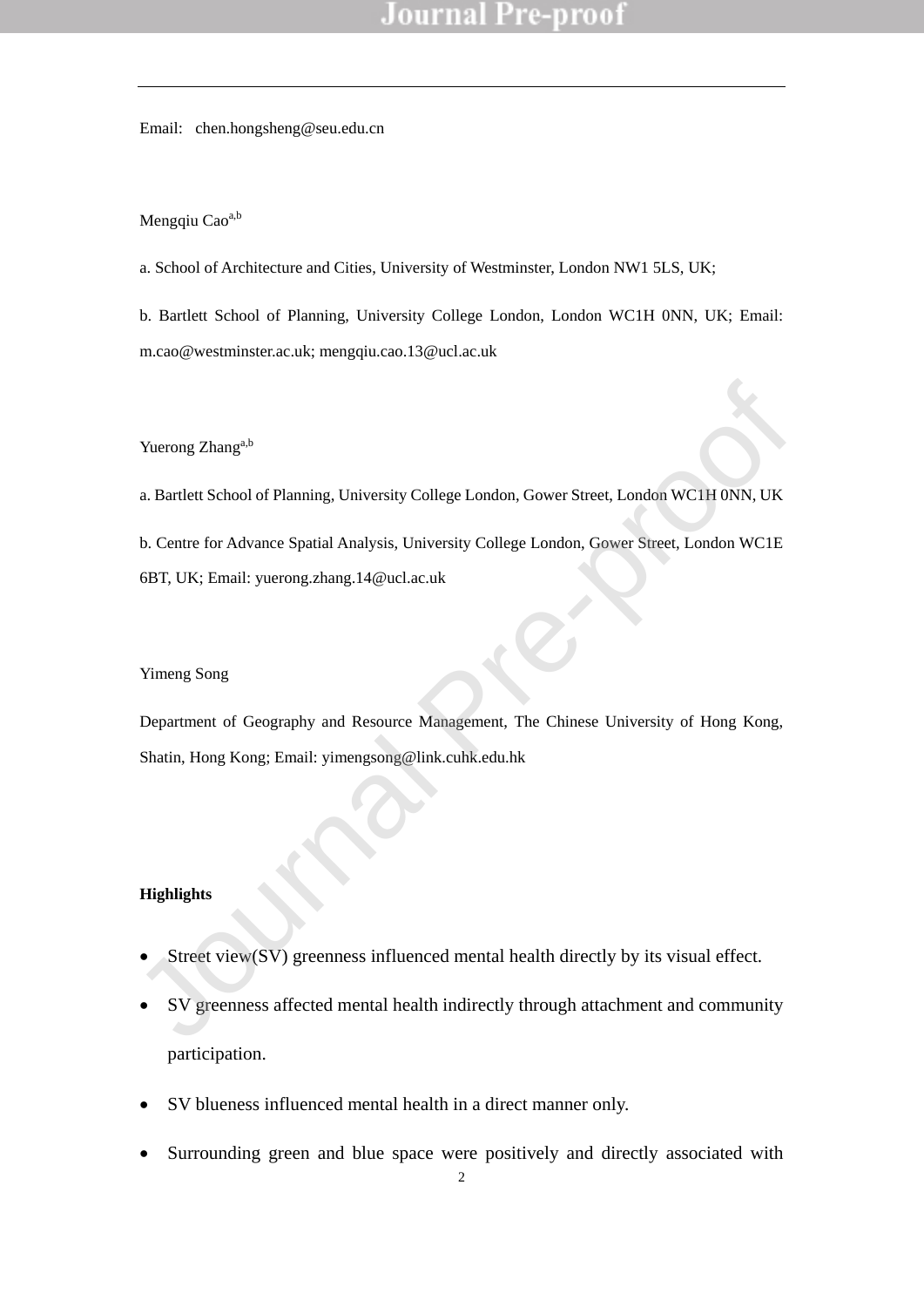Email: chen.hongsheng@seu.edu.cn

Mengqiu Cao[a,b]

a. School of Architecture and Cities, University of Westminster, London NW1 5LS, UK;

b. Bartlett School of Planning, University College London, London WC1H 0NN, UK; Email: m.cao@westminster.ac.uk; mengqiu.cao.13@ucl.ac.uk

Yuerong Zhang[a,b]

a. Bartlett School of Planning, University College London, Gower Street, London WC1H 0NN, UK

b. Centre for Advance Spatial Analysis, University College London, Gower Street, London WC1E 6BT, UK; Email: yuerong.zhang.14@ucl.ac.uk

Yimeng Song

Department of Geography and Resource Management, The Chinese University of Hong Kong, Shatin, Hong Kong; Email: yimengsong@link.cuhk.edu.hk

**Highlights**

- Street view(SV) greenness influenced mental health directly by its visual effect.
- SV greenness affected mental health indirectly through attachment and community participation.
- SV blueness influenced mental health in a direct manner only.
- Surrounding green and blue space were positively and directly associated with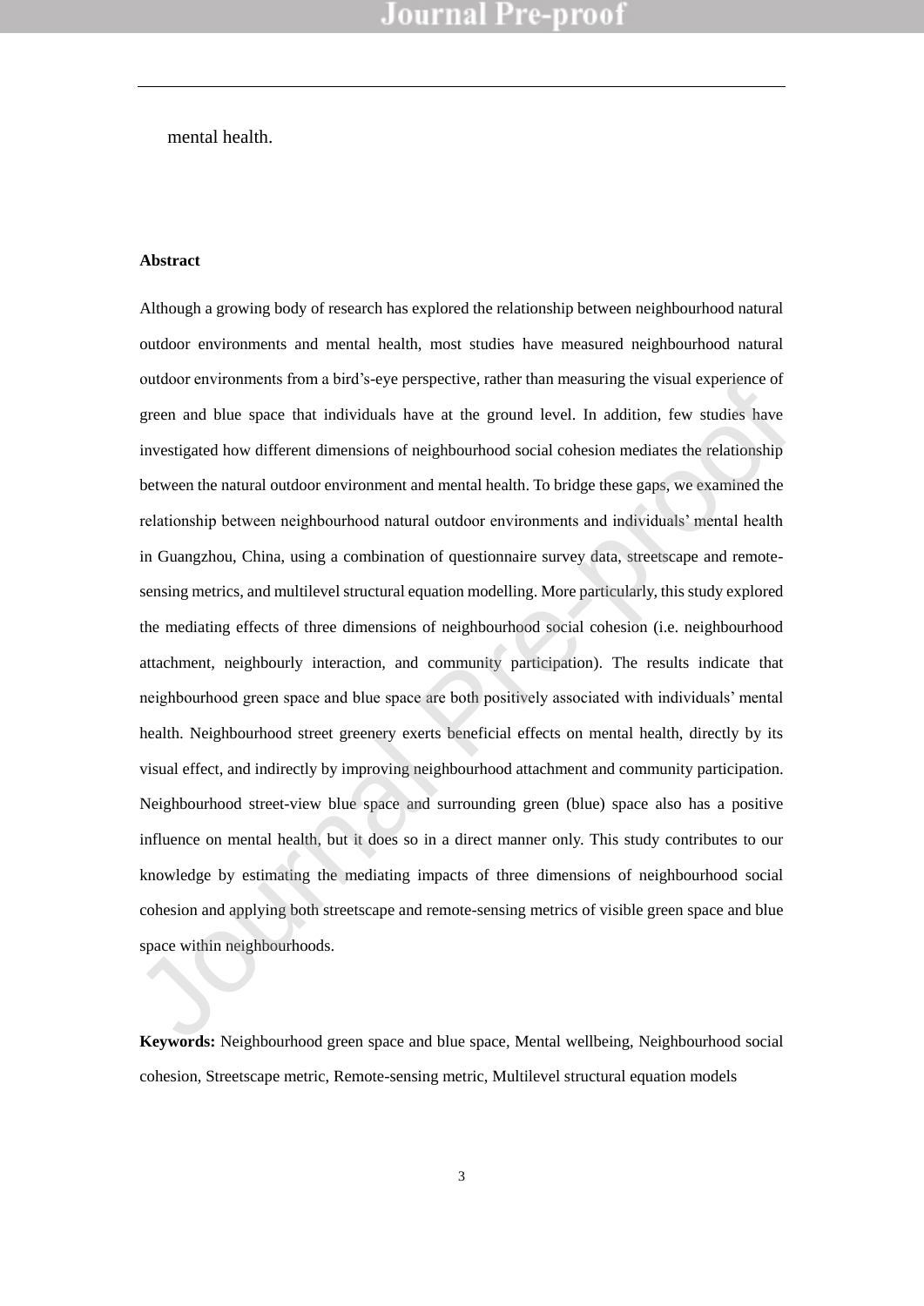mental health.

**Abstract**

Although a growing body of research has explored the relationship between neighbourhood natural outdoor environments and mental health, most studies have measured neighbourhood natural outdoor environments from a bird's-eye perspective, rather than measuring the visual experience of green and blue space that individuals have at the ground level. In addition, few studies have investigated how different dimensions of neighbourhood social cohesion mediates the relationship between the natural outdoor environment and mental health. To bridge these gaps, we examined the relationship between neighbourhood natural outdoor environments and individuals' mental health in Guangzhou, China, using a combination of questionnaire survey data, streetscape and remote-sensing metrics, and multilevel structural equation modelling. More particularly, this study explored the mediating effects of three dimensions of neighbourhood social cohesion (i.e. neighbourhood attachment, neighbourly interaction, and community participation). The results indicate that neighbourhood green space and blue space are both positively associated with individuals' mental health. Neighbourhood street greenery exerts beneficial effects on mental health, directly by its visual effect, and indirectly by improving neighbourhood attachment and community participation. Neighbourhood street-view blue space and surrounding green (blue) space also has a positive influence on mental health, but it does so in a direct manner only. This study contributes to our knowledge by estimating the mediating impacts of three dimensions of neighbourhood social cohesion and applying both streetscape and remote-sensing metrics of visible green space and blue space within neighbourhoods.

**Keywords:** Neighbourhood green space and blue space, Mental wellbeing, Neighbourhood social cohesion, Streetscape metric, Remote-sensing metric, Multilevel structural equation models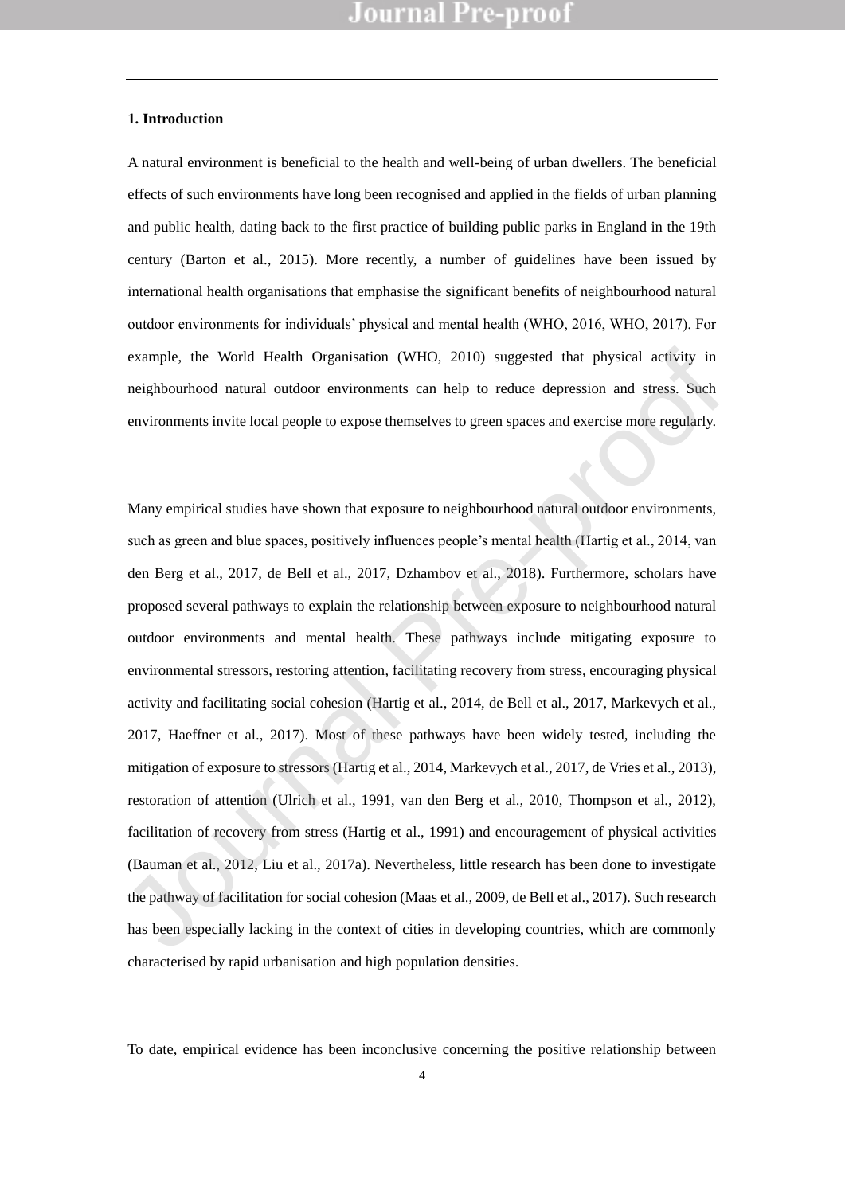## 1. Introduction

A natural environment is beneficial to the health and well-being of urban dwellers. The beneficial effects of such environments have long been recognised and applied in the fields of urban planning and public health, dating back to the first practice of building public parks in England in the 19th century (Barton et al., 2015). More recently, a number of guidelines have been issued by international health organisations that emphasise the significant benefits of neighbourhood natural outdoor environments for individuals' physical and mental health (WHO, 2016, WHO, 2017). For example, the World Health Organisation (WHO, 2010) suggested that physical activity in neighbourhood natural outdoor environments can help to reduce depression and stress. Such environments invite local people to expose themselves to green spaces and exercise more regularly.

Many empirical studies have shown that exposure to neighbourhood natural outdoor environments, such as green and blue spaces, positively influences people's mental health (Hartig et al., 2014, van den Berg et al., 2017, de Bell et al., 2017, Dzhambov et al., 2018). Furthermore, scholars have proposed several pathways to explain the relationship between exposure to neighbourhood natural outdoor environments and mental health. These pathways include mitigating exposure to environmental stressors, restoring attention, facilitating recovery from stress, encouraging physical activity and facilitating social cohesion (Hartig et al., 2014, de Bell et al., 2017, Markevych et al., 2017, Haeffner et al., 2017). Most of these pathways have been widely tested, including the mitigation of exposure to stressors (Hartig et al., 2014, Markevych et al., 2017, de Vries et al., 2013), restoration of attention (Ulrich et al., 1991, van den Berg et al., 2010, Thompson et al., 2012), facilitation of recovery from stress (Hartig et al., 1991) and encouragement of physical activities (Bauman et al., 2012, Liu et al., 2017a). Nevertheless, little research has been done to investigate the pathway of facilitation for social cohesion (Maas et al., 2009, de Bell et al., 2017). Such research has been especially lacking in the context of cities in developing countries, which are commonly characterised by rapid urbanisation and high population densities.

To date, empirical evidence has been inconclusive concerning the positive relationship between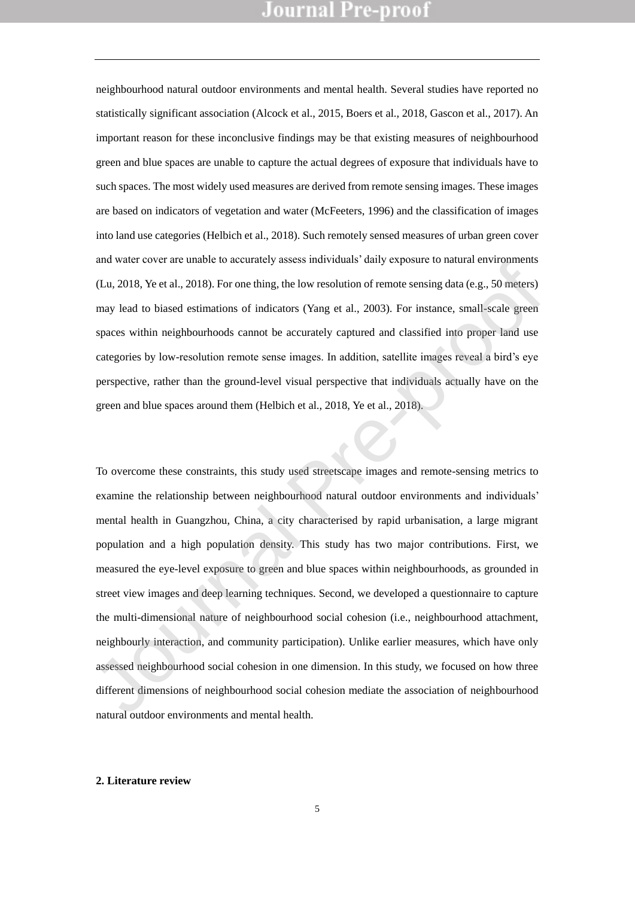neighbourhood natural outdoor environments and mental health. Several studies have reported no statistically significant association (Alcock et al., 2015, Boers et al., 2018, Gascon et al., 2017). An important reason for these inconclusive findings may be that existing measures of neighbourhood green and blue spaces are unable to capture the actual degrees of exposure that individuals have to such spaces. The most widely used measures are derived from remote sensing images. These images are based on indicators of vegetation and water (McFeeters, 1996) and the classification of images into land use categories (Helbich et al., 2018). Such remotely sensed measures of urban green cover and water cover are unable to accurately assess individuals' daily exposure to natural environments (Lu, 2018, Ye et al., 2018). For one thing, the low resolution of remote sensing data (e.g., 50 meters) may lead to biased estimations of indicators (Yang et al., 2003). For instance, small-scale green spaces within neighbourhoods cannot be accurately captured and classified into proper land use categories by low-resolution remote sense images. In addition, satellite images reveal a bird's eye perspective, rather than the ground-level visual perspective that individuals actually have on the green and blue spaces around them (Helbich et al., 2018, Ye et al., 2018).

To overcome these constraints, this study used streetscape images and remote-sensing metrics to examine the relationship between neighbourhood natural outdoor environments and individuals' mental health in Guangzhou, China, a city characterised by rapid urbanisation, a large migrant population and a high population density. This study has two major contributions. First, we measured the eye-level exposure to green and blue spaces within neighbourhoods, as grounded in street view images and deep learning techniques. Second, we developed a questionnaire to capture the multi-dimensional nature of neighbourhood social cohesion (i.e., neighbourhood attachment, neighbourly interaction, and community participation). Unlike earlier measures, which have only assessed neighbourhood social cohesion in one dimension. In this study, we focused on how three different dimensions of neighbourhood social cohesion mediate the association of neighbourhood natural outdoor environments and mental health.

## 2. Literature review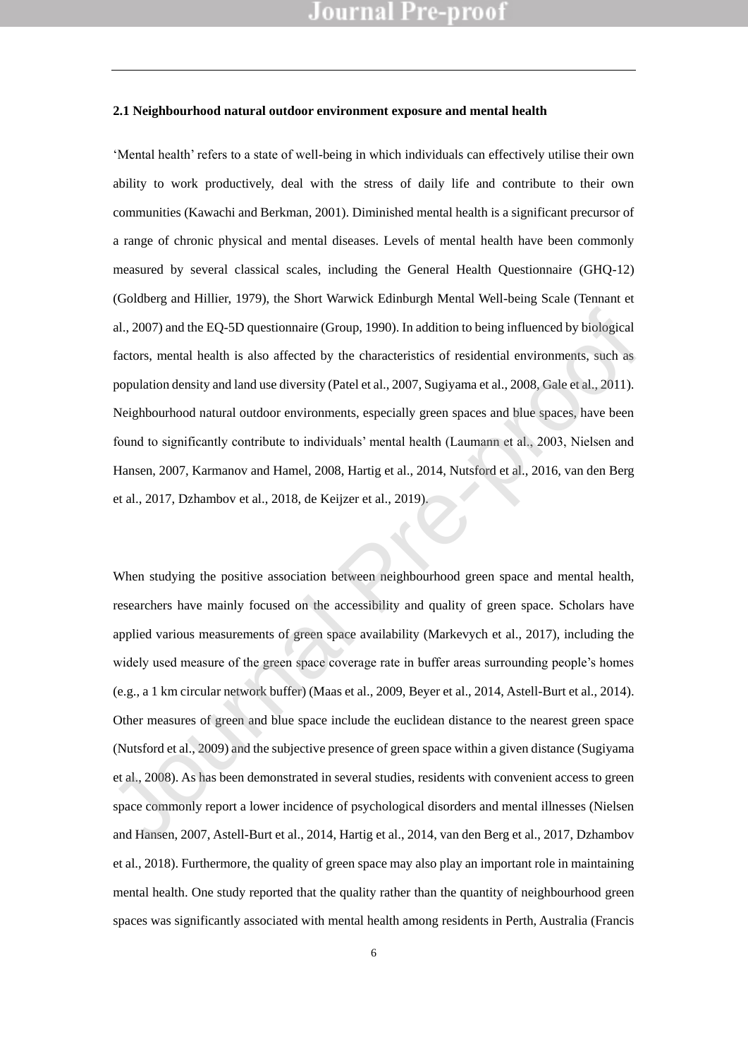### 2.1 Neighbourhood natural outdoor environment exposure and mental health

'Mental health' refers to a state of well-being in which individuals can effectively utilise their own ability to work productively, deal with the stress of daily life and contribute to their own communities (Kawachi and Berkman, 2001). Diminished mental health is a significant precursor of a range of chronic physical and mental diseases. Levels of mental health have been commonly measured by several classical scales, including the General Health Questionnaire (GHQ-12) (Goldberg and Hillier, 1979), the Short Warwick Edinburgh Mental Well-being Scale (Tennant et al., 2007) and the EQ-5D questionnaire (Group, 1990). In addition to being influenced by biological factors, mental health is also affected by the characteristics of residential environments, such as population density and land use diversity (Patel et al., 2007, Sugiyama et al., 2008, Gale et al., 2011). Neighbourhood natural outdoor environments, especially green spaces and blue spaces, have been found to significantly contribute to individuals' mental health (Laumann et al., 2003, Nielsen and Hansen, 2007, Karmanov and Hamel, 2008, Hartig et al., 2014, Nutsford et al., 2016, van den Berg et al., 2017, Dzhambov et al., 2018, de Keijzer et al., 2019).

When studying the positive association between neighbourhood green space and mental health, researchers have mainly focused on the accessibility and quality of green space. Scholars have applied various measurements of green space availability (Markevych et al., 2017), including the widely used measure of the green space coverage rate in buffer areas surrounding people's homes (e.g., a 1 km circular network buffer) (Maas et al., 2009, Beyer et al., 2014, Astell-Burt et al., 2014). Other measures of green and blue space include the euclidean distance to the nearest green space (Nutsford et al., 2009) and the subjective presence of green space within a given distance (Sugiyama et al., 2008). As has been demonstrated in several studies, residents with convenient access to green space commonly report a lower incidence of psychological disorders and mental illnesses (Nielsen and Hansen, 2007, Astell-Burt et al., 2014, Hartig et al., 2014, van den Berg et al., 2017, Dzhambov et al., 2018). Furthermore, the quality of green space may also play an important role in maintaining mental health. One study reported that the quality rather than the quantity of neighbourhood green spaces was significantly associated with mental health among residents in Perth, Australia (Francis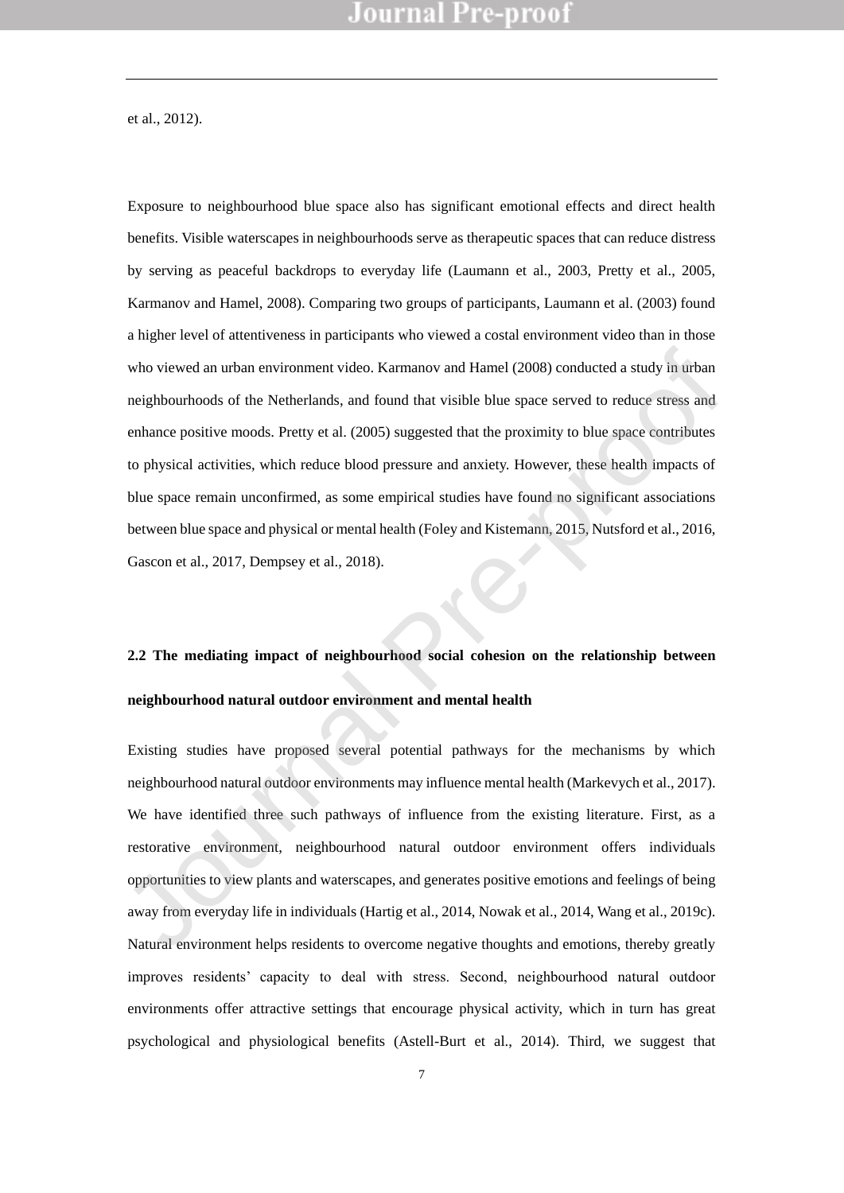et al., 2012).

Exposure to neighbourhood blue space also has significant emotional effects and direct health benefits. Visible waterscapes in neighbourhoods serve as therapeutic spaces that can reduce distress by serving as peaceful backdrops to everyday life (Laumann et al., 2003, Pretty et al., 2005, Karmanov and Hamel, 2008). Comparing two groups of participants, Laumann et al. (2003) found a higher level of attentiveness in participants who viewed a costal environment video than in those who viewed an urban environment video. Karmanov and Hamel (2008) conducted a study in urban neighbourhoods of the Netherlands, and found that visible blue space served to reduce stress and enhance positive moods. Pretty et al. (2005) suggested that the proximity to blue space contributes to physical activities, which reduce blood pressure and anxiety. However, these health impacts of blue space remain unconfirmed, as some empirical studies have found no significant associations between blue space and physical or mental health (Foley and Kistemann, 2015, Nutsford et al., 2016, Gascon et al., 2017, Dempsey et al., 2018).

### 2.2 The mediating impact of neighbourhood social cohesion on the relationship between neighbourhood natural outdoor environment and mental health

Existing studies have proposed several potential pathways for the mechanisms by which neighbourhood natural outdoor environments may influence mental health (Markevych et al., 2017). We have identified three such pathways of influence from the existing literature. First, as a restorative environment, neighbourhood natural outdoor environment offers individuals opportunities to view plants and waterscapes, and generates positive emotions and feelings of being away from everyday life in individuals (Hartig et al., 2014, Nowak et al., 2014, Wang et al., 2019c). Natural environment helps residents to overcome negative thoughts and emotions, thereby greatly improves residents' capacity to deal with stress. Second, neighbourhood natural outdoor environments offer attractive settings that encourage physical activity, which in turn has great psychological and physiological benefits (Astell-Burt et al., 2014). Third, we suggest that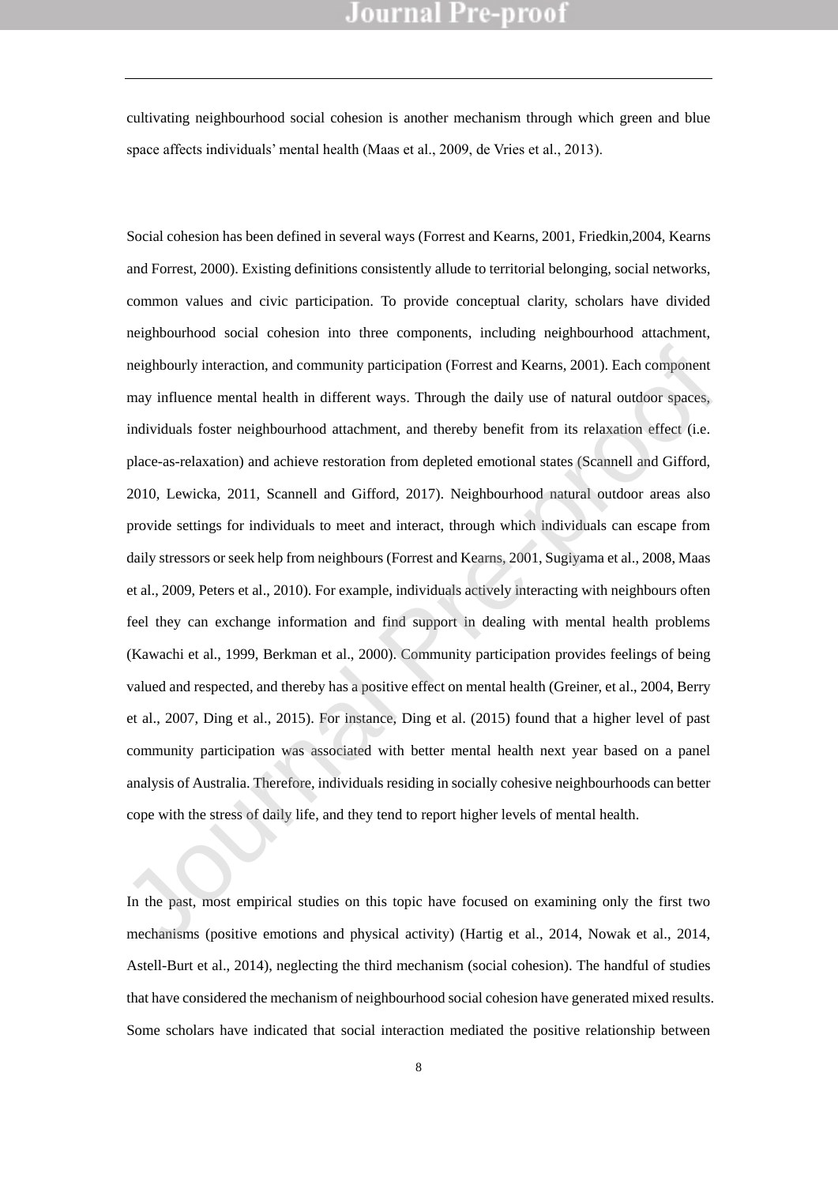cultivating neighbourhood social cohesion is another mechanism through which green and blue space affects individuals' mental health (Maas et al., 2009, de Vries et al., 2013).

Social cohesion has been defined in several ways (Forrest and Kearns, 2001, Friedkin,2004, Kearns and Forrest, 2000). Existing definitions consistently allude to territorial belonging, social networks, common values and civic participation. To provide conceptual clarity, scholars have divided neighbourhood social cohesion into three components, including neighbourhood attachment, neighbourly interaction, and community participation (Forrest and Kearns, 2001). Each component may influence mental health in different ways. Through the daily use of natural outdoor spaces, individuals foster neighbourhood attachment, and thereby benefit from its relaxation effect (i.e. place-as-relaxation) and achieve restoration from depleted emotional states (Scannell and Gifford, 2010, Lewicka, 2011, Scannell and Gifford, 2017). Neighbourhood natural outdoor areas also provide settings for individuals to meet and interact, through which individuals can escape from daily stressors or seek help from neighbours (Forrest and Kearns, 2001, Sugiyama et al., 2008, Maas et al., 2009, Peters et al., 2010). For example, individuals actively interacting with neighbours often feel they can exchange information and find support in dealing with mental health problems (Kawachi et al., 1999, Berkman et al., 2000). Community participation provides feelings of being valued and respected, and thereby has a positive effect on mental health (Greiner, et al., 2004, Berry et al., 2007, Ding et al., 2015). For instance, Ding et al. (2015) found that a higher level of past community participation was associated with better mental health next year based on a panel analysis of Australia. Therefore, individuals residing in socially cohesive neighbourhoods can better cope with the stress of daily life, and they tend to report higher levels of mental health.

In the past, most empirical studies on this topic have focused on examining only the first two mechanisms (positive emotions and physical activity) (Hartig et al., 2014, Nowak et al., 2014, Astell-Burt et al., 2014), neglecting the third mechanism (social cohesion). The handful of studies that have considered the mechanism of neighbourhood social cohesion have generated mixed results. Some scholars have indicated that social interaction mediated the positive relationship between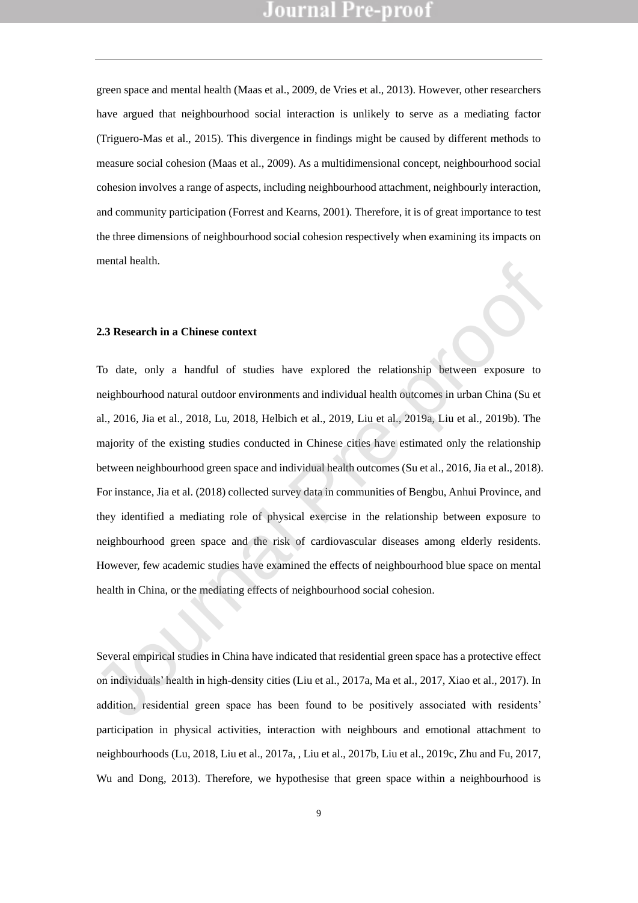green space and mental health (Maas et al., 2009, de Vries et al., 2013). However, other researchers have argued that neighbourhood social interaction is unlikely to serve as a mediating factor (Triguero-Mas et al., 2015). This divergence in findings might be caused by different methods to measure social cohesion (Maas et al., 2009). As a multidimensional concept, neighbourhood social cohesion involves a range of aspects, including neighbourhood attachment, neighbourly interaction, and community participation (Forrest and Kearns, 2001). Therefore, it is of great importance to test the three dimensions of neighbourhood social cohesion respectively when examining its impacts on mental health.

### 2.3 Research in a Chinese context

To date, only a handful of studies have explored the relationship between exposure to neighbourhood natural outdoor environments and individual health outcomes in urban China (Su et al., 2016, Jia et al., 2018, Lu, 2018, Helbich et al., 2019, Liu et al., 2019a, Liu et al., 2019b). The majority of the existing studies conducted in Chinese cities have estimated only the relationship between neighbourhood green space and individual health outcomes (Su et al., 2016, Jia et al., 2018). For instance, Jia et al. (2018) collected survey data in communities of Bengbu, Anhui Province, and they identified a mediating role of physical exercise in the relationship between exposure to neighbourhood green space and the risk of cardiovascular diseases among elderly residents. However, few academic studies have examined the effects of neighbourhood blue space on mental health in China, or the mediating effects of neighbourhood social cohesion.

Several empirical studies in China have indicated that residential green space has a protective effect on individuals' health in high-density cities (Liu et al., 2017a, Ma et al., 2017, Xiao et al., 2017). In addition, residential green space has been found to be positively associated with residents' participation in physical activities, interaction with neighbours and emotional attachment to neighbourhoods (Lu, 2018, Liu et al., 2017a, , Liu et al., 2017b, Liu et al., 2019c, Zhu and Fu, 2017, Wu and Dong, 2013). Therefore, we hypothesise that green space within a neighbourhood is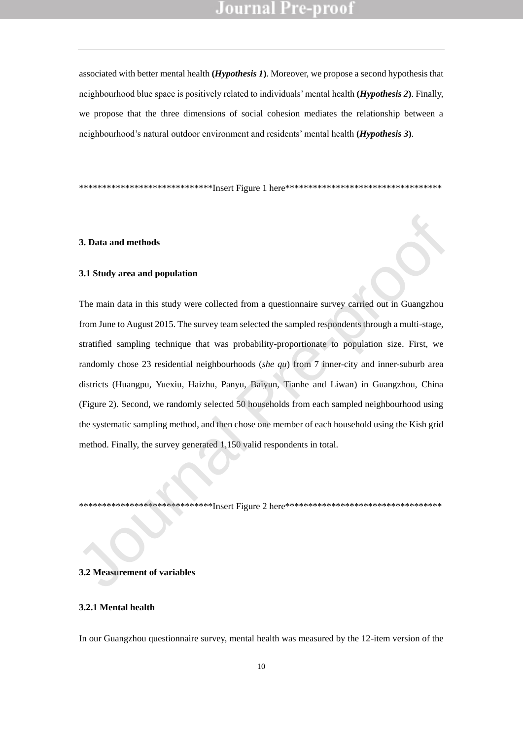associated with better mental health (***Hypothesis 1***). Moreover, we propose a second hypothesis that neighbourhood blue space is positively related to individuals' mental health (***Hypothesis 2***). Finally, we propose that the three dimensions of social cohesion mediates the relationship between a neighbourhood's natural outdoor environment and residents' mental health (***Hypothesis 3***).

*****************************Insert Figure 1 here***********************************

### 3. Data and methods

#### 3.1 Study area and population

The main data in this study were collected from a questionnaire survey carried out in Guangzhou from June to August 2015. The survey team selected the sampled respondents through a multi-stage, stratified sampling technique that was probability-proportionate to population size. First, we randomly chose 23 residential neighbourhoods (*she qu*) from 7 inner-city and inner-suburb area districts (Huangpu, Yuexiu, Haizhu, Panyu, Baiyun, Tianhe and Liwan) in Guangzhou, China (Figure 2). Second, we randomly selected 50 households from each sampled neighbourhood using the systematic sampling method, and then chose one member of each household using the Kish grid method. Finally, the survey generated 1,150 valid respondents in total.

*****************************Insert Figure 2 here***********************************

#### 3.2 Measurement of variables

##### 3.2.1 Mental health

In our Guangzhou questionnaire survey, mental health was measured by the 12-item version of the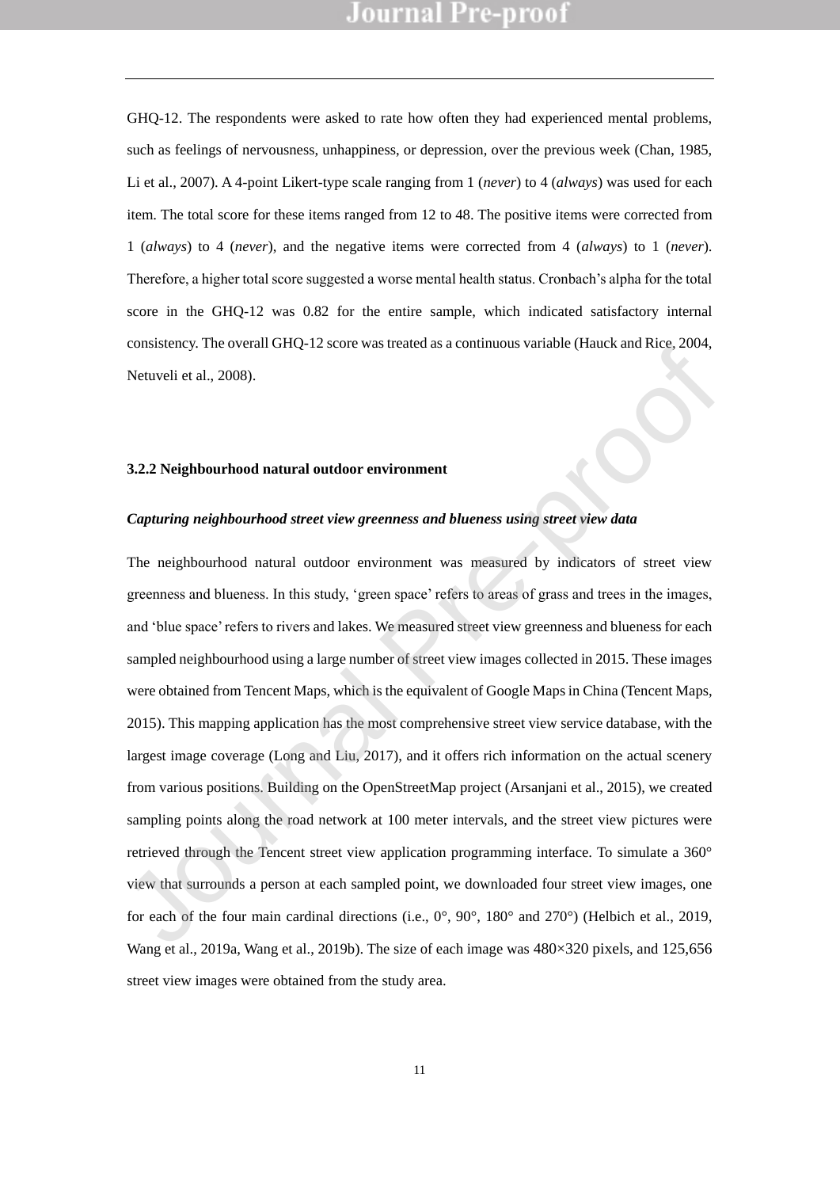GHQ-12. The respondents were asked to rate how often they had experienced mental problems, such as feelings of nervousness, unhappiness, or depression, over the previous week (Chan, 1985, Li et al., 2007). A 4-point Likert-type scale ranging from 1 (*never*) to 4 (*always*) was used for each item. The total score for these items ranged from 12 to 48. The positive items were corrected from 1 (*always*) to 4 (*never*), and the negative items were corrected from 4 (*always*) to 1 (*never*). Therefore, a higher total score suggested a worse mental health status. Cronbach's alpha for the total score in the GHQ-12 was 0.82 for the entire sample, which indicated satisfactory internal consistency. The overall GHQ-12 score was treated as a continuous variable (Hauck and Rice, 2004, Netuveli et al., 2008).

### 3.2.2 Neighbourhood natural outdoor environment

***Capturing neighbourhood street view greenness and blueness using street view data***

The neighbourhood natural outdoor environment was measured by indicators of street view greenness and blueness. In this study, 'green space' refers to areas of grass and trees in the images, and 'blue space' refers to rivers and lakes. We measured street view greenness and blueness for each sampled neighbourhood using a large number of street view images collected in 2015. These images were obtained from Tencent Maps, which is the equivalent of Google Maps in China (Tencent Maps, 2015). This mapping application has the most comprehensive street view service database, with the largest image coverage (Long and Liu, 2017), and it offers rich information on the actual scenery from various positions. Building on the OpenStreetMap project (Arsanjani et al., 2015), we created sampling points along the road network at 100 meter intervals, and the street view pictures were retrieved through the Tencent street view application programming interface. To simulate a 360° view that surrounds a person at each sampled point, we downloaded four street view images, one for each of the four main cardinal directions (i.e., 0°, 90°, 180° and 270°) (Helbich et al., 2019, Wang et al., 2019a, Wang et al., 2019b). The size of each image was 480×320 pixels, and 125,656 street view images were obtained from the study area.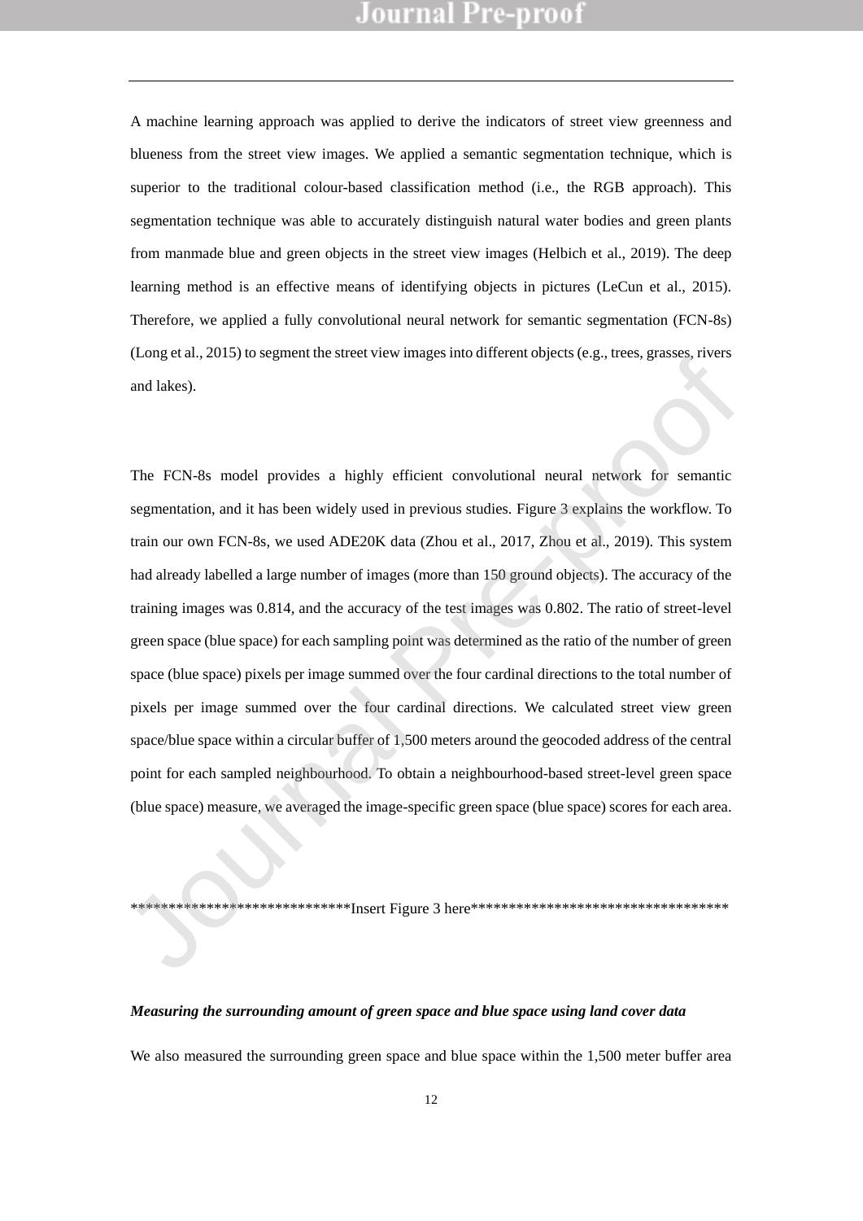A machine learning approach was applied to derive the indicators of street view greenness and blueness from the street view images. We applied a semantic segmentation technique, which is superior to the traditional colour-based classification method (i.e., the RGB approach). This segmentation technique was able to accurately distinguish natural water bodies and green plants from manmade blue and green objects in the street view images (Helbich et al., 2019). The deep learning method is an effective means of identifying objects in pictures (LeCun et al., 2015). Therefore, we applied a fully convolutional neural network for semantic segmentation (FCN-8s) (Long et al., 2015) to segment the street view images into different objects (e.g., trees, grasses, rivers and lakes).

The FCN-8s model provides a highly efficient convolutional neural network for semantic segmentation, and it has been widely used in previous studies. Figure 3 explains the workflow. To train our own FCN-8s, we used ADE20K data (Zhou et al., 2017, Zhou et al., 2019). This system had already labelled a large number of images (more than 150 ground objects). The accuracy of the training images was 0.814, and the accuracy of the test images was 0.802. The ratio of street-level green space (blue space) for each sampling point was determined as the ratio of the number of green space (blue space) pixels per image summed over the four cardinal directions to the total number of pixels per image summed over the four cardinal directions. We calculated street view green space/blue space within a circular buffer of 1,500 meters around the geocoded address of the central point for each sampled neighbourhood. To obtain a neighbourhood-based street-level green space (blue space) measure, we averaged the image-specific green space (blue space) scores for each area.

****************************Insert Figure 3 here**********************************

***Measuring the surrounding amount of green space and blue space using land cover data***

We also measured the surrounding green space and blue space within the 1,500 meter buffer area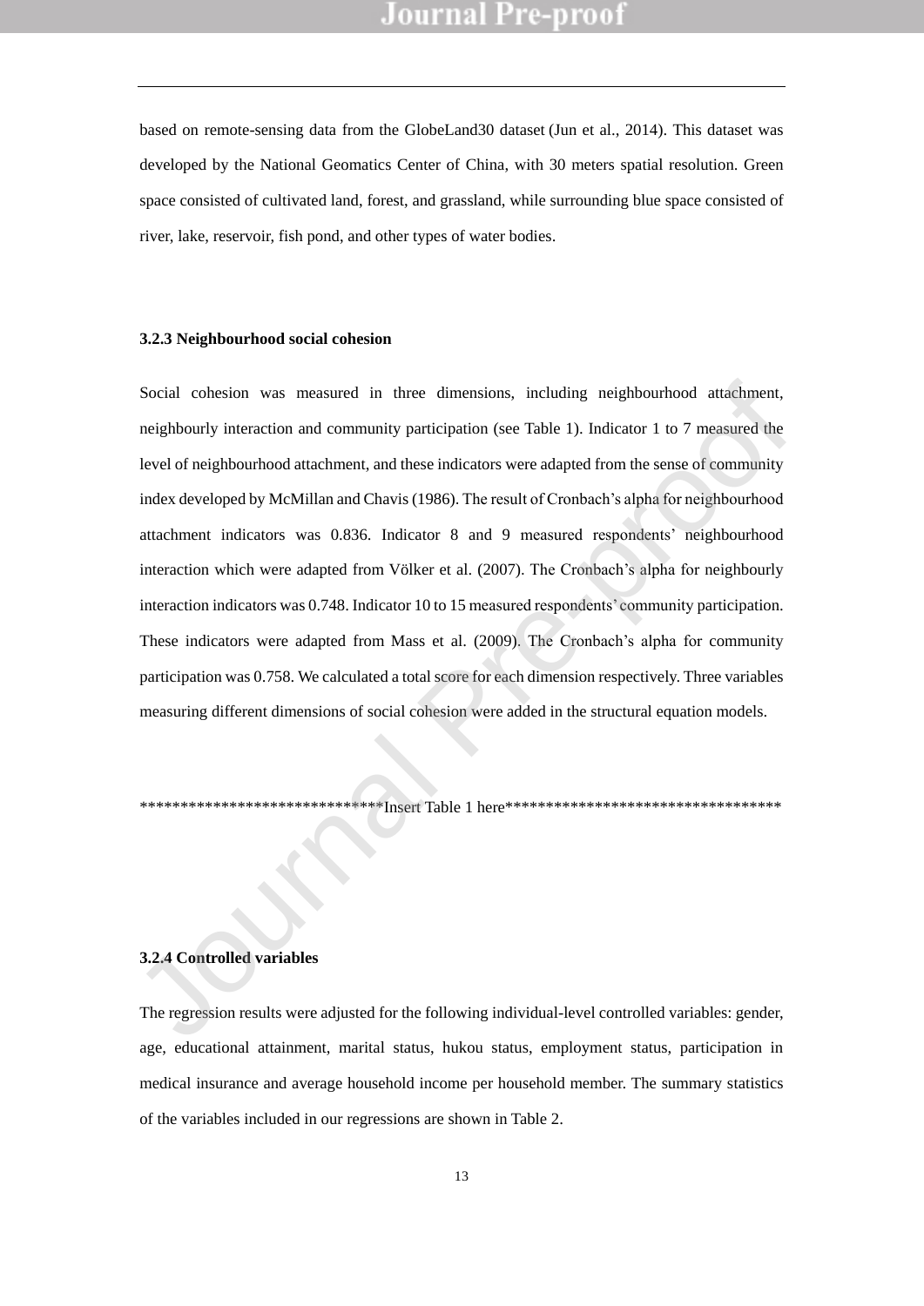based on remote-sensing data from the GlobeLand30 dataset (Jun et al., 2014). This dataset was developed by the National Geomatics Center of China, with 30 meters spatial resolution. Green space consisted of cultivated land, forest, and grassland, while surrounding blue space consisted of river, lake, reservoir, fish pond, and other types of water bodies.

### 3.2.3 Neighbourhood social cohesion

Social cohesion was measured in three dimensions, including neighbourhood attachment, neighbourly interaction and community participation (see Table 1). Indicator 1 to 7 measured the level of neighbourhood attachment, and these indicators were adapted from the sense of community index developed by McMillan and Chavis (1986). The result of Cronbach's alpha for neighbourhood attachment indicators was 0.836. Indicator 8 and 9 measured respondents' neighbourhood interaction which were adapted from Völker et al. (2007). The Cronbach's alpha for neighbourly interaction indicators was 0.748. Indicator 10 to 15 measured respondents' community participation. These indicators were adapted from Mass et al. (2009). The Cronbach's alpha for community participation was 0.758. We calculated a total score for each dimension respectively. Three variables measuring different dimensions of social cohesion were added in the structural equation models.

******************************Insert Table 1 here***********************************

### 3.2.4 Controlled variables

The regression results were adjusted for the following individual-level controlled variables: gender, age, educational attainment, marital status, hukou status, employment status, participation in medical insurance and average household income per household member. The summary statistics of the variables included in our regressions are shown in Table 2.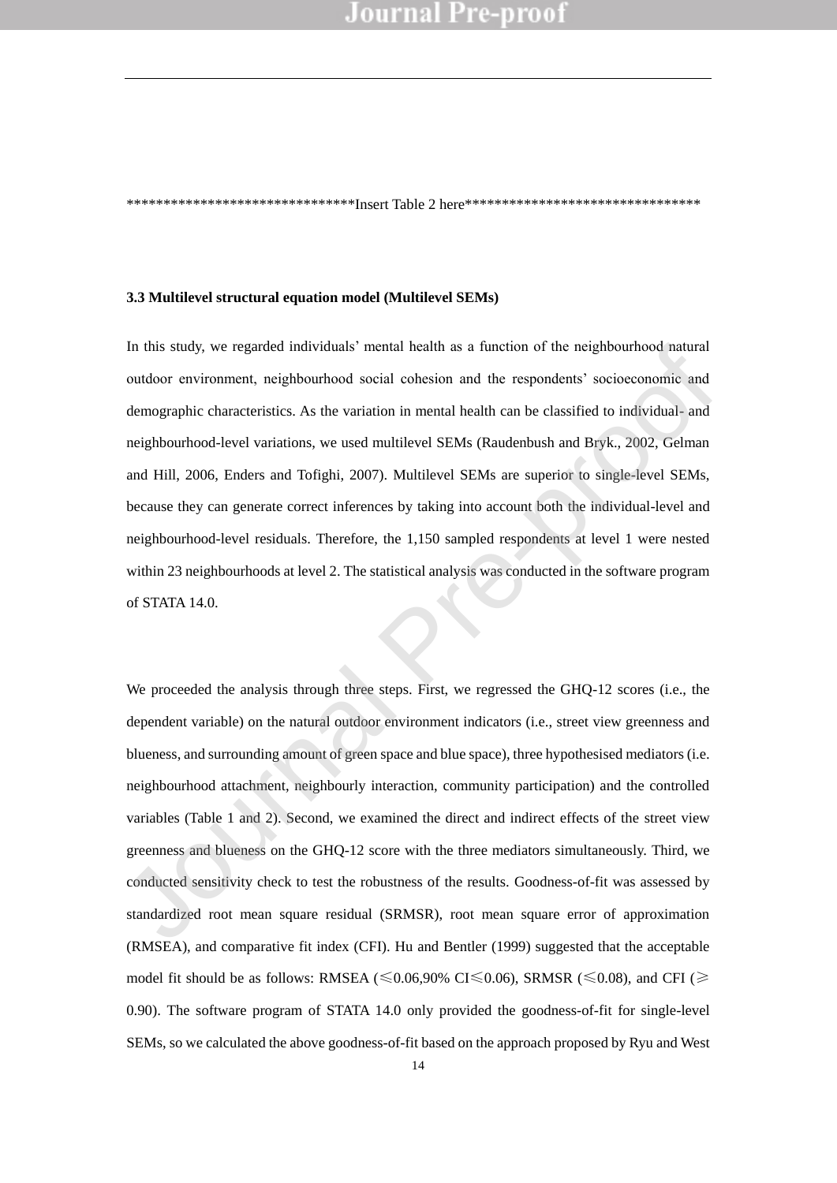********************************Insert Table 2 here*********************************

### 3.3 Multilevel structural equation model (Multilevel SEMs)

In this study, we regarded individuals' mental health as a function of the neighbourhood natural outdoor environment, neighbourhood social cohesion and the respondents' socioeconomic and demographic characteristics. As the variation in mental health can be classified to individual- and neighbourhood-level variations, we used multilevel SEMs (Raudenbush and Bryk., 2002, Gelman and Hill, 2006, Enders and Tofighi, 2007). Multilevel SEMs are superior to single-level SEMs, because they can generate correct inferences by taking into account both the individual-level and neighbourhood-level residuals. Therefore, the 1,150 sampled respondents at level 1 were nested within 23 neighbourhoods at level 2. The statistical analysis was conducted in the software program of STATA 14.0.

We proceeded the analysis through three steps. First, we regressed the GHQ-12 scores (i.e., the dependent variable) on the natural outdoor environment indicators (i.e., street view greenness and blueness, and surrounding amount of green space and blue space), three hypothesised mediators (i.e. neighbourhood attachment, neighbourly interaction, community participation) and the controlled variables (Table 1 and 2). Second, we examined the direct and indirect effects of the street view greenness and blueness on the GHQ-12 score with the three mediators simultaneously. Third, we conducted sensitivity check to test the robustness of the results. Goodness-of-fit was assessed by standardized root mean square residual (SRMSR), root mean square error of approximation (RMSEA), and comparative fit index (CFI). Hu and Bentler (1999) suggested that the acceptable model fit should be as follows: RMSEA ($\leq$0.06,90% CI$\leq$0.06), SRMSR ($\leq$0.08), and CFI ($\geq$ 0.90). The software program of STATA 14.0 only provided the goodness-of-fit for single-level SEMs, so we calculated the above goodness-of-fit based on the approach proposed by Ryu and West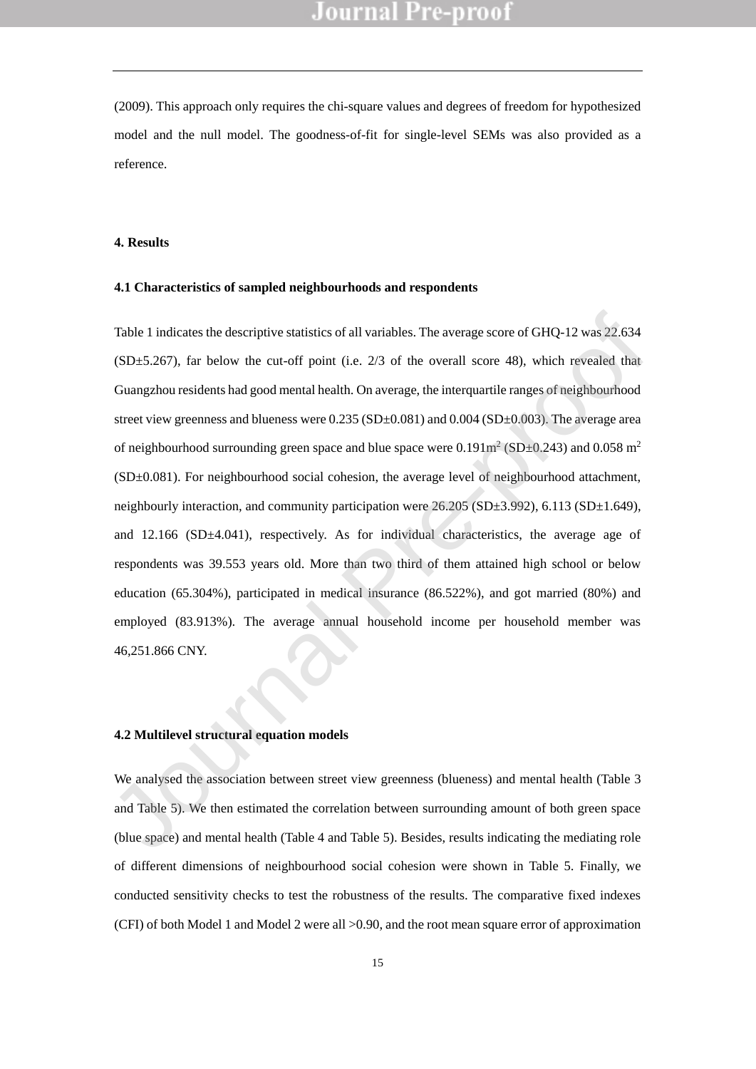(2009). This approach only requires the chi-square values and degrees of freedom for hypothesized model and the null model. The goodness-of-fit for single-level SEMs was also provided as a reference.

## 4. Results

### 4.1 Characteristics of sampled neighbourhoods and respondents

Table 1 indicates the descriptive statistics of all variables. The average score of GHQ-12 was 22.634 (SD±5.267), far below the cut-off point (i.e. 2/3 of the overall score 48), which revealed that Guangzhou residents had good mental health. On average, the interquartile ranges of neighbourhood street view greenness and blueness were 0.235 (SD±0.081) and 0.004 (SD±0.003). The average area of neighbourhood surrounding green space and blue space were 0.191m$^2$ (SD±0.243) and 0.058 m$^2$ (SD±0.081). For neighbourhood social cohesion, the average level of neighbourhood attachment, neighbourly interaction, and community participation were 26.205 (SD±3.992), 6.113 (SD±1.649), and 12.166 (SD±4.041), respectively. As for individual characteristics, the average age of respondents was 39.553 years old. More than two third of them attained high school or below education (65.304%), participated in medical insurance (86.522%), and got married (80%) and employed (83.913%). The average annual household income per household member was 46,251.866 CNY.

### 4.2 Multilevel structural equation models

We analysed the association between street view greenness (blueness) and mental health (Table 3 and Table 5). We then estimated the correlation between surrounding amount of both green space (blue space) and mental health (Table 4 and Table 5). Besides, results indicating the mediating role of different dimensions of neighbourhood social cohesion were shown in Table 5. Finally, we conducted sensitivity checks to test the robustness of the results. The comparative fixed indexes (CFI) of both Model 1 and Model 2 were all >0.90, and the root mean square error of approximation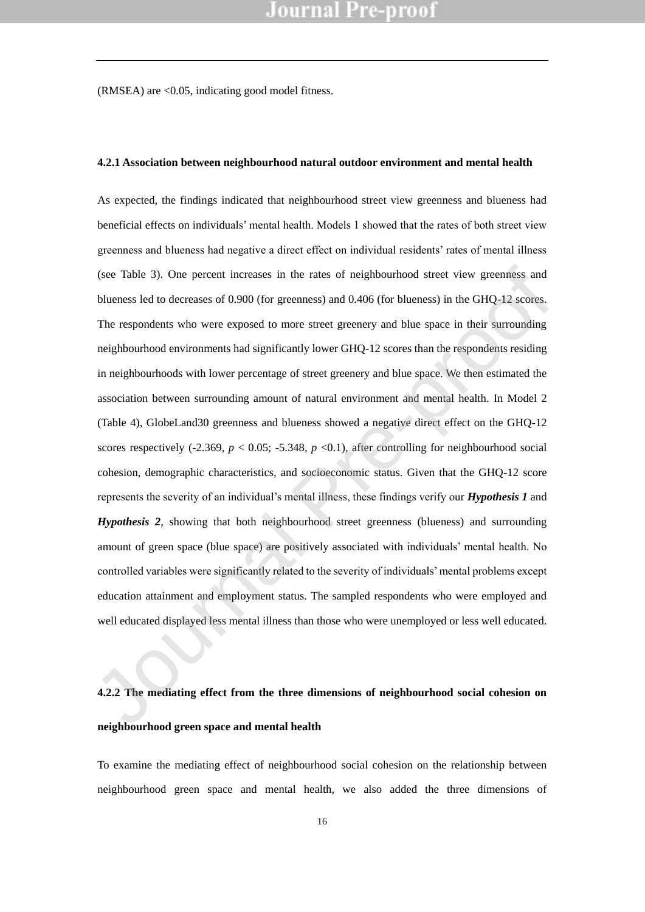(RMSEA) are <0.05, indicating good model fitness.

### 4.2.1 Association between neighbourhood natural outdoor environment and mental health

As expected, the findings indicated that neighbourhood street view greenness and blueness had beneficial effects on individuals' mental health. Models 1 showed that the rates of both street view greenness and blueness had negative a direct effect on individual residents' rates of mental illness (see Table 3). One percent increases in the rates of neighbourhood street view greenness and blueness led to decreases of 0.900 (for greenness) and 0.406 (for blueness) in the GHQ-12 scores. The respondents who were exposed to more street greenery and blue space in their surrounding neighbourhood environments had significantly lower GHQ-12 scores than the respondents residing in neighbourhoods with lower percentage of street greenery and blue space. We then estimated the association between surrounding amount of natural environment and mental health. In Model 2 (Table 4), GlobeLand30 greenness and blueness showed a negative direct effect on the GHQ-12 scores respectively (-2.369, $p < 0.05$; -5.348, $p < 0.1$), after controlling for neighbourhood social cohesion, demographic characteristics, and socioeconomic status. Given that the GHQ-12 score represents the severity of an individual's mental illness, these findings verify our ***Hypothesis 1*** and ***Hypothesis 2***, showing that both neighbourhood street greenness (blueness) and surrounding amount of green space (blue space) are positively associated with individuals' mental health. No controlled variables were significantly related to the severity of individuals' mental problems except education attainment and employment status. The sampled respondents who were employed and well educated displayed less mental illness than those who were unemployed or less well educated.

### 4.2.2 The mediating effect from the three dimensions of neighbourhood social cohesion on neighbourhood green space and mental health

To examine the mediating effect of neighbourhood social cohesion on the relationship between neighbourhood green space and mental health, we also added the three dimensions of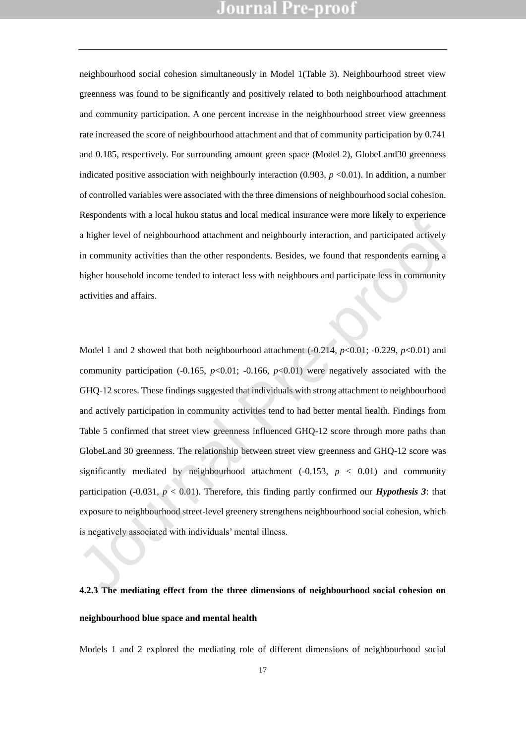neighbourhood social cohesion simultaneously in Model 1(Table 3). Neighbourhood street view greenness was found to be significantly and positively related to both neighbourhood attachment and community participation. A one percent increase in the neighbourhood street view greenness rate increased the score of neighbourhood attachment and that of community participation by 0.741 and 0.185, respectively. For surrounding amount green space (Model 2), GlobeLand30 greenness indicated positive association with neighbourly interaction (0.903, $p$ <0.01). In addition, a number of controlled variables were associated with the three dimensions of neighbourhood social cohesion. Respondents with a local hukou status and local medical insurance were more likely to experience a higher level of neighbourhood attachment and neighbourly interaction, and participated actively in community activities than the other respondents. Besides, we found that respondents earning a higher household income tended to interact less with neighbours and participate less in community activities and affairs.

Model 1 and 2 showed that both neighbourhood attachment (-0.214, $p$<0.01; -0.229, $p$<0.01) and community participation (-0.165, $p$<0.01; -0.166, $p$<0.01) were negatively associated with the GHQ-12 scores. These findings suggested that individuals with strong attachment to neighbourhood and actively participation in community activities tend to had better mental health. Findings from Table 5 confirmed that street view greenness influenced GHQ-12 score through more paths than GlobeLand 30 greenness. The relationship between street view greenness and GHQ-12 score was significantly mediated by neighbourhood attachment (-0.153, $p$ < 0.01) and community participation (-0.031, $p$ < 0.01). Therefore, this finding partly confirmed our ***Hypothesis 3***: that exposure to neighbourhood street-level greenery strengthens neighbourhood social cohesion, which is negatively associated with individuals' mental illness.

#### 4.2.3 The mediating effect from the three dimensions of neighbourhood social cohesion on neighbourhood blue space and mental health

Models 1 and 2 explored the mediating role of different dimensions of neighbourhood social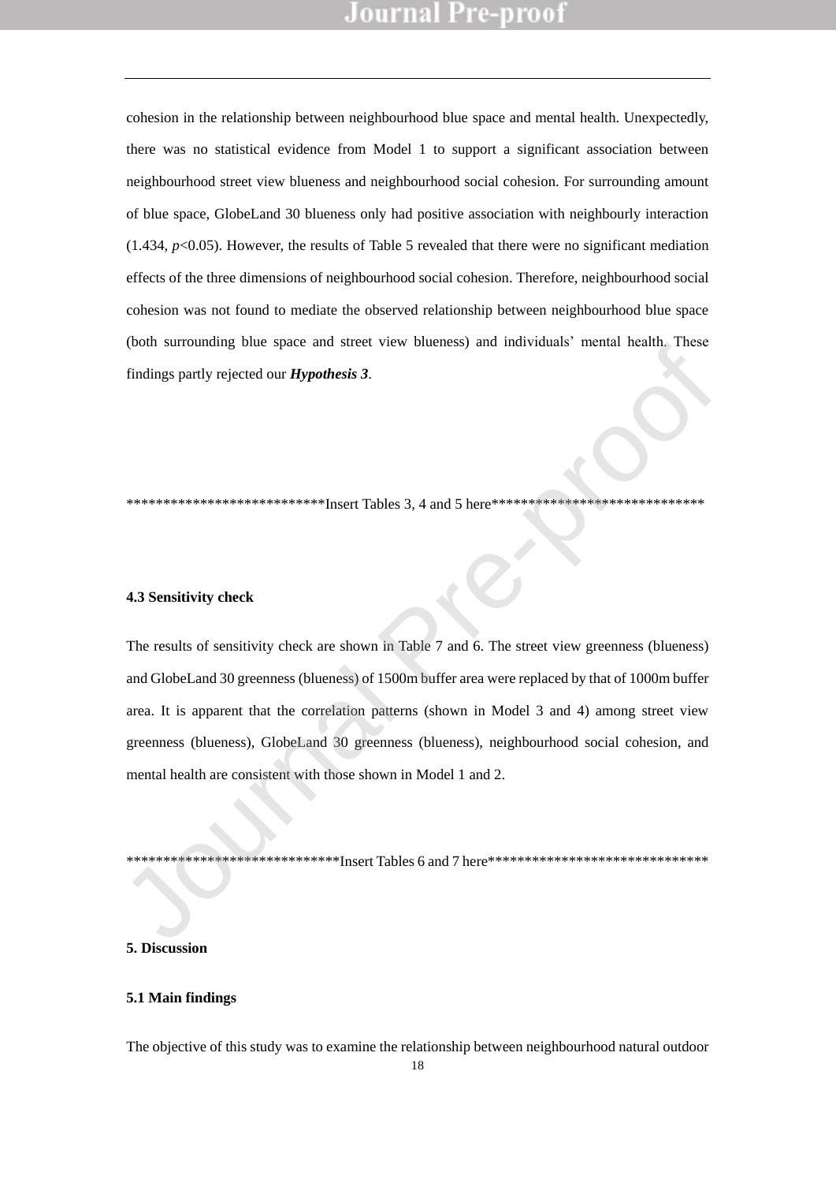cohesion in the relationship between neighbourhood blue space and mental health. Unexpectedly, there was no statistical evidence from Model 1 to support a significant association between neighbourhood street view blueness and neighbourhood social cohesion. For surrounding amount of blue space, GlobeLand 30 blueness only had positive association with neighbourly interaction (1.434, $p<0.05$). However, the results of Table 5 revealed that there were no significant mediation effects of the three dimensions of neighbourhood social cohesion. Therefore, neighbourhood social cohesion was not found to mediate the observed relationship between neighbourhood blue space (both surrounding blue space and street view blueness) and individuals' mental health. These findings partly rejected our ***Hypothesis 3***.

***************************Insert Tables 3, 4 and 5 here******************************

**4.3 Sensitivity check**

The results of sensitivity check are shown in Table 7 and 6. The street view greenness (blueness) and GlobeLand 30 greenness (blueness) of 1500m buffer area were replaced by that of 1000m buffer area. It is apparent that the correlation patterns (shown in Model 3 and 4) among street view greenness (blueness), GlobeLand 30 greenness (blueness), neighbourhood social cohesion, and mental health are consistent with those shown in Model 1 and 2.

*****************************Insert Tables 6 and 7 here******************************

## 5. Discussion

### 5.1 Main findings

The objective of this study was to examine the relationship between neighbourhood natural outdoor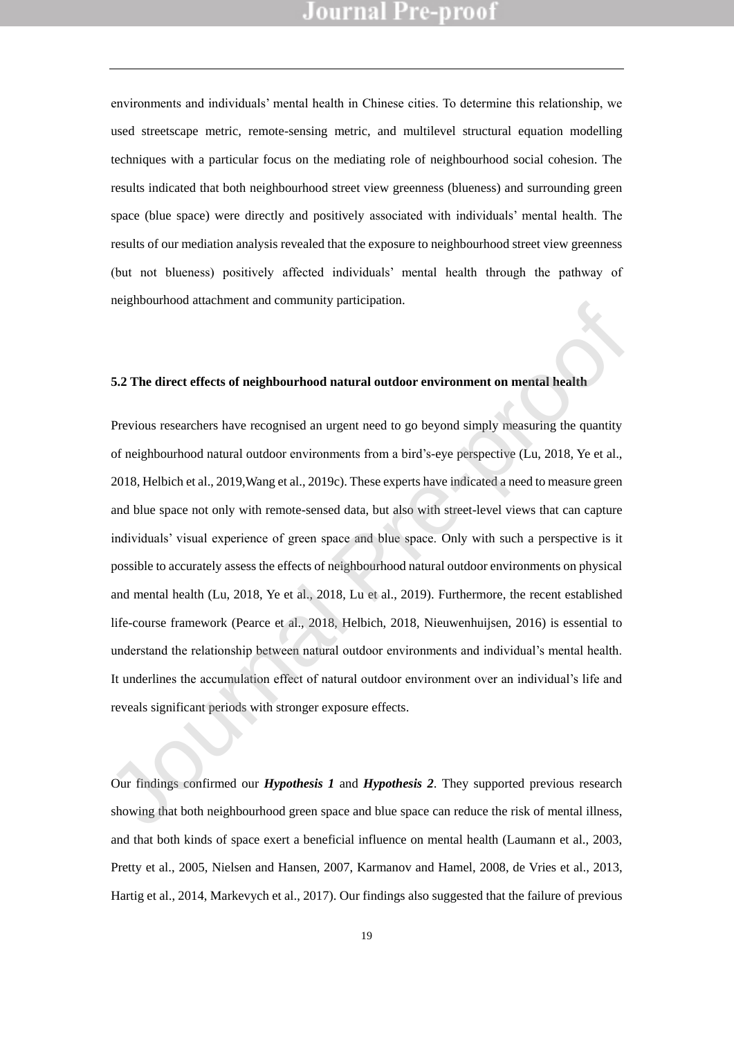environments and individuals' mental health in Chinese cities. To determine this relationship, we used streetscape metric, remote-sensing metric, and multilevel structural equation modelling techniques with a particular focus on the mediating role of neighbourhood social cohesion. The results indicated that both neighbourhood street view greenness (blueness) and surrounding green space (blue space) were directly and positively associated with individuals' mental health. The results of our mediation analysis revealed that the exposure to neighbourhood street view greenness (but not blueness) positively affected individuals' mental health through the pathway of neighbourhood attachment and community participation.

### 5.2 The direct effects of neighbourhood natural outdoor environment on mental health

Previous researchers have recognised an urgent need to go beyond simply measuring the quantity of neighbourhood natural outdoor environments from a bird's-eye perspective (Lu, 2018, Ye et al., 2018, Helbich et al., 2019,Wang et al., 2019c). These experts have indicated a need to measure green and blue space not only with remote-sensed data, but also with street-level views that can capture individuals' visual experience of green space and blue space. Only with such a perspective is it possible to accurately assess the effects of neighbourhood natural outdoor environments on physical and mental health (Lu, 2018, Ye et al., 2018, Lu et al., 2019). Furthermore, the recent established life-course framework (Pearce et al., 2018, Helbich, 2018, Nieuwenhuijsen, 2016) is essential to understand the relationship between natural outdoor environments and individual's mental health. It underlines the accumulation effect of natural outdoor environment over an individual's life and reveals significant periods with stronger exposure effects.

Our findings confirmed our ***Hypothesis 1*** and ***Hypothesis 2***. They supported previous research showing that both neighbourhood green space and blue space can reduce the risk of mental illness, and that both kinds of space exert a beneficial influence on mental health (Laumann et al., 2003, Pretty et al., 2005, Nielsen and Hansen, 2007, Karmanov and Hamel, 2008, de Vries et al., 2013, Hartig et al., 2014, Markevych et al., 2017). Our findings also suggested that the failure of previous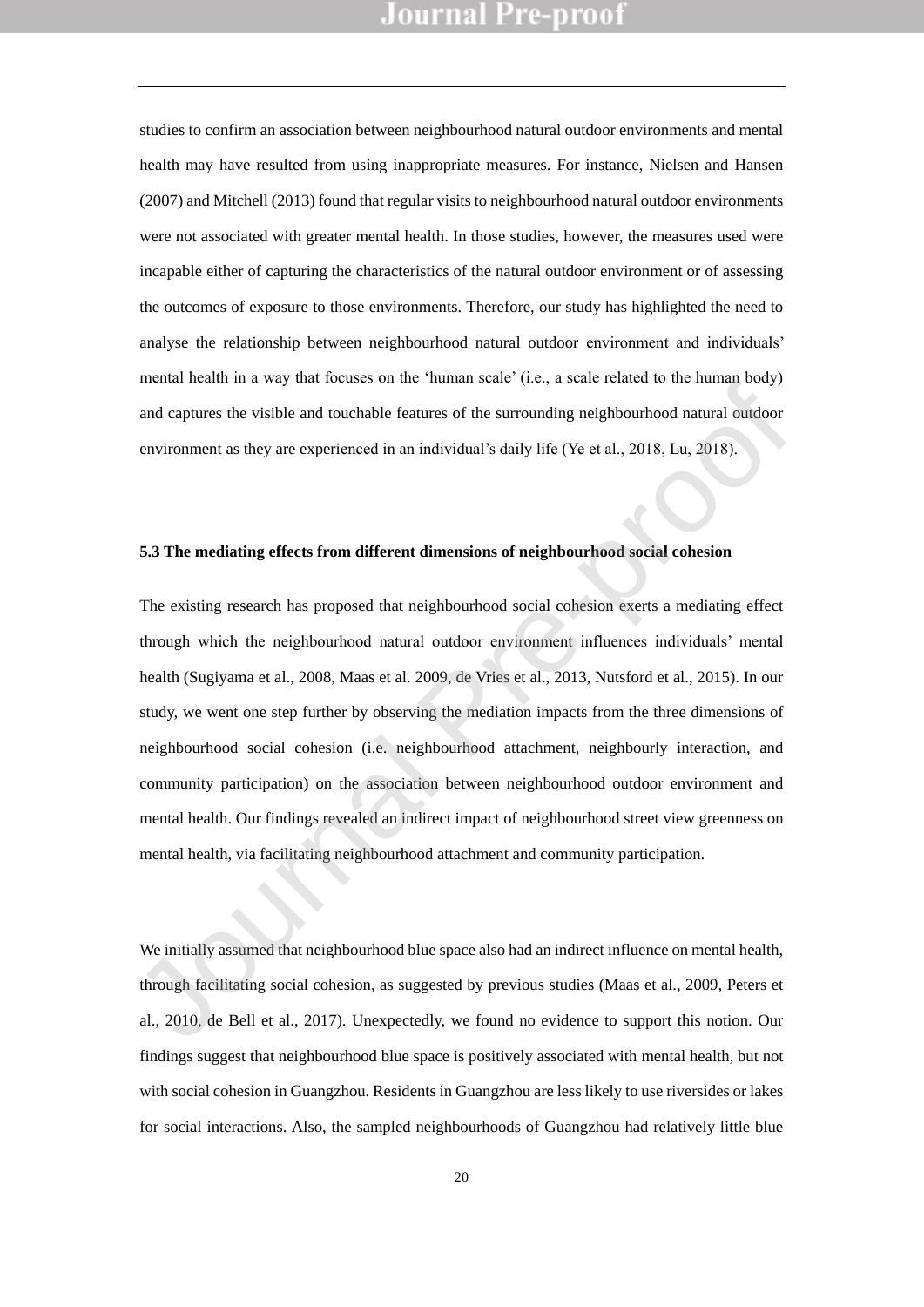studies to confirm an association between neighbourhood natural outdoor environments and mental health may have resulted from using inappropriate measures. For instance, Nielsen and Hansen (2007) and Mitchell (2013) found that regular visits to neighbourhood natural outdoor environments were not associated with greater mental health. In those studies, however, the measures used were incapable either of capturing the characteristics of the natural outdoor environment or of assessing the outcomes of exposure to those environments. Therefore, our study has highlighted the need to analyse the relationship between neighbourhood natural outdoor environment and individuals' mental health in a way that focuses on the 'human scale' (i.e., a scale related to the human body) and captures the visible and touchable features of the surrounding neighbourhood natural outdoor environment as they are experienced in an individual's daily life (Ye et al., 2018, Lu, 2018).

### 5.3 The mediating effects from different dimensions of neighbourhood social cohesion

The existing research has proposed that neighbourhood social cohesion exerts a mediating effect through which the neighbourhood natural outdoor environment influences individuals' mental health (Sugiyama et al., 2008, Maas et al. 2009, de Vries et al., 2013, Nutsford et al., 2015). In our study, we went one step further by observing the mediation impacts from the three dimensions of neighbourhood social cohesion (i.e. neighbourhood attachment, neighbourly interaction, and community participation) on the association between neighbourhood outdoor environment and mental health. Our findings revealed an indirect impact of neighbourhood street view greenness on mental health, via facilitating neighbourhood attachment and community participation.

We initially assumed that neighbourhood blue space also had an indirect influence on mental health, through facilitating social cohesion, as suggested by previous studies (Maas et al., 2009, Peters et al., 2010, de Bell et al., 2017). Unexpectedly, we found no evidence to support this notion. Our findings suggest that neighbourhood blue space is positively associated with mental health, but not with social cohesion in Guangzhou. Residents in Guangzhou are less likely to use riversides or lakes for social interactions. Also, the sampled neighbourhoods of Guangzhou had relatively little blue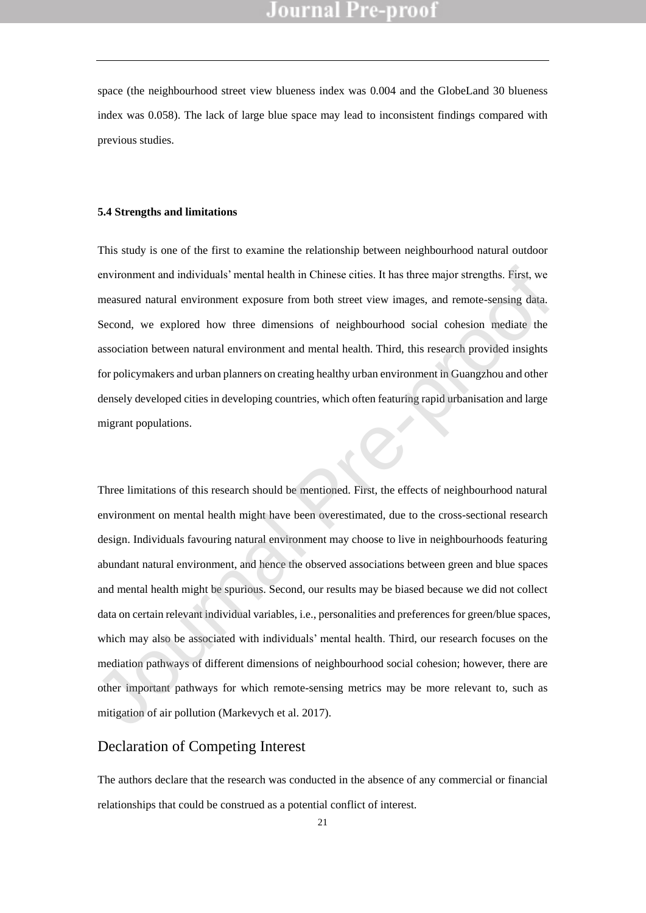space (the neighbourhood street view blueness index was 0.004 and the GlobeLand 30 blueness index was 0.058). The lack of large blue space may lead to inconsistent findings compared with previous studies.

### 5.4 Strengths and limitations

This study is one of the first to examine the relationship between neighbourhood natural outdoor environment and individuals' mental health in Chinese cities. It has three major strengths. First, we measured natural environment exposure from both street view images, and remote-sensing data. Second, we explored how three dimensions of neighbourhood social cohesion mediate the association between natural environment and mental health. Third, this research provided insights for policymakers and urban planners on creating healthy urban environment in Guangzhou and other densely developed cities in developing countries, which often featuring rapid urbanisation and large migrant populations.

Three limitations of this research should be mentioned. First, the effects of neighbourhood natural environment on mental health might have been overestimated, due to the cross-sectional research design. Individuals favouring natural environment may choose to live in neighbourhoods featuring abundant natural environment, and hence the observed associations between green and blue spaces and mental health might be spurious. Second, our results may be biased because we did not collect data on certain relevant individual variables, i.e., personalities and preferences for green/blue spaces, which may also be associated with individuals' mental health. Third, our research focuses on the mediation pathways of different dimensions of neighbourhood social cohesion; however, there are other important pathways for which remote-sensing metrics may be more relevant to, such as mitigation of air pollution (Markevych et al. 2017).

## Declaration of Competing Interest

The authors declare that the research was conducted in the absence of any commercial or financial relationships that could be construed as a potential conflict of interest.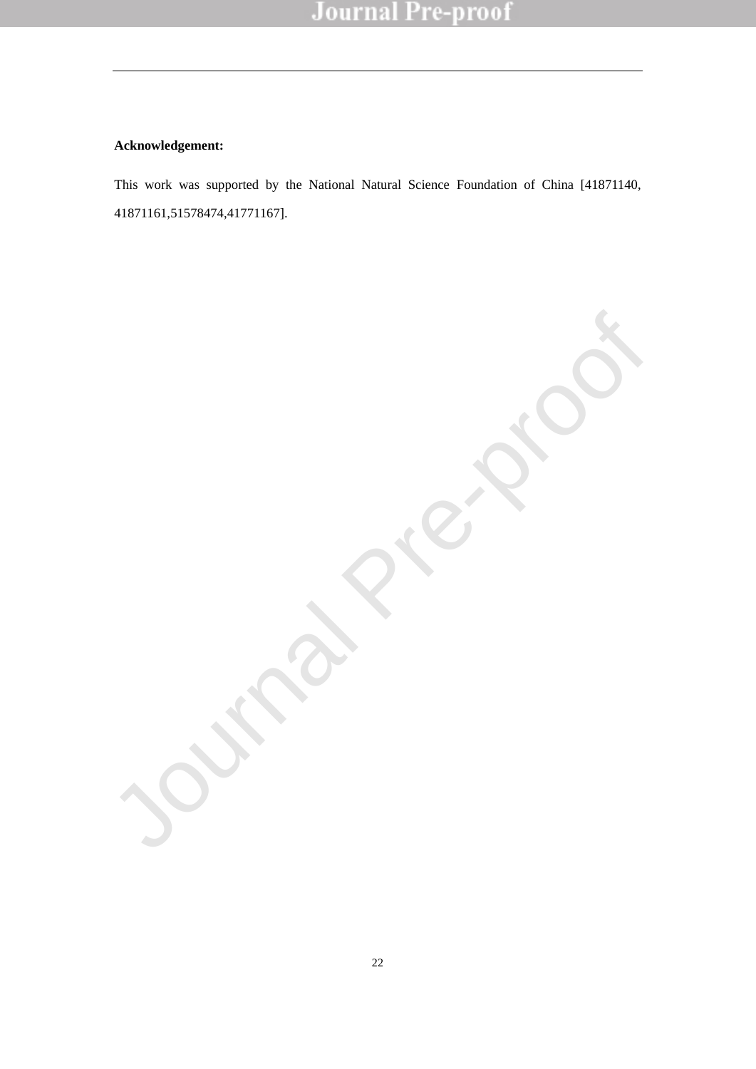**Acknowledgement:**

This work was supported by the National Natural Science Foundation of China [41871140, 41871161,51578474,41771167].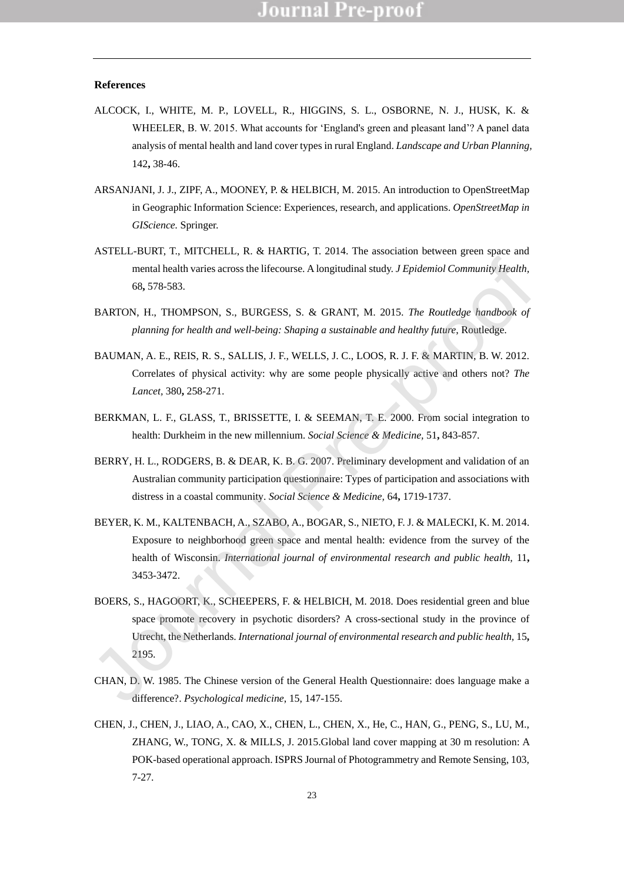**References**

ALCOCK, I., WHITE, M. P., LOVELL, R., HIGGINS, S. L., OSBORNE, N. J., HUSK, K. & WHEELER, B. W. 2015. What accounts for 'England's green and pleasant land'? A panel data analysis of mental health and land cover types in rural England. *Landscape and Urban Planning,* 142**,** 38-46.

ARSANJANI, J. J., ZIPF, A., MOONEY, P. & HELBICH, M. 2015. An introduction to OpenStreetMap in Geographic Information Science: Experiences, research, and applications. *OpenStreetMap in GIScience.* Springer.

ASTELL-BURT, T., MITCHELL, R. & HARTIG, T. 2014. The association between green space and mental health varies across the lifecourse. A longitudinal study. *J Epidemiol Community Health,* 68**,** 578-583.

BARTON, H., THOMPSON, S., BURGESS, S. & GRANT, M. 2015. *The Routledge handbook of planning for health and well-being: Shaping a sustainable and healthy future*, Routledge.

BAUMAN, A. E., REIS, R. S., SALLIS, J. F., WELLS, J. C., LOOS, R. J. F. & MARTIN, B. W. 2012. Correlates of physical activity: why are some people physically active and others not? *The Lancet,* 380**,** 258-271.

BERKMAN, L. F., GLASS, T., BRISSETTE, I. & SEEMAN, T. E. 2000. From social integration to health: Durkheim in the new millennium. *Social Science & Medicine,* 51**,** 843-857.

BERRY, H. L., RODGERS, B. & DEAR, K. B. G. 2007. Preliminary development and validation of an Australian community participation questionnaire: Types of participation and associations with distress in a coastal community. *Social Science & Medicine,* 64**,** 1719-1737.

BEYER, K. M., KALTENBACH, A., SZABO, A., BOGAR, S., NIETO, F. J. & MALECKI, K. M. 2014. Exposure to neighborhood green space and mental health: evidence from the survey of the health of Wisconsin. *International journal of environmental research and public health,* 11**,** 3453-3472.

BOERS, S., HAGOORT, K., SCHEEPERS, F. & HELBICH, M. 2018. Does residential green and blue space promote recovery in psychotic disorders? A cross-sectional study in the province of Utrecht, the Netherlands. *International journal of environmental research and public health,* 15**,** 2195.

CHAN, D. W. 1985. The Chinese version of the General Health Questionnaire: does language make a difference?. *Psychological medicine,* 15, 147-155.

CHEN, J., CHEN, J., LIAO, A., CAO, X., CHEN, L., CHEN, X., He, C., HAN, G., PENG, S., LU, M., ZHANG, W., TONG, X. & MILLS, J. 2015.Global land cover mapping at 30 m resolution: A POK-based operational approach. ISPRS Journal of Photogrammetry and Remote Sensing, 103, 7-27.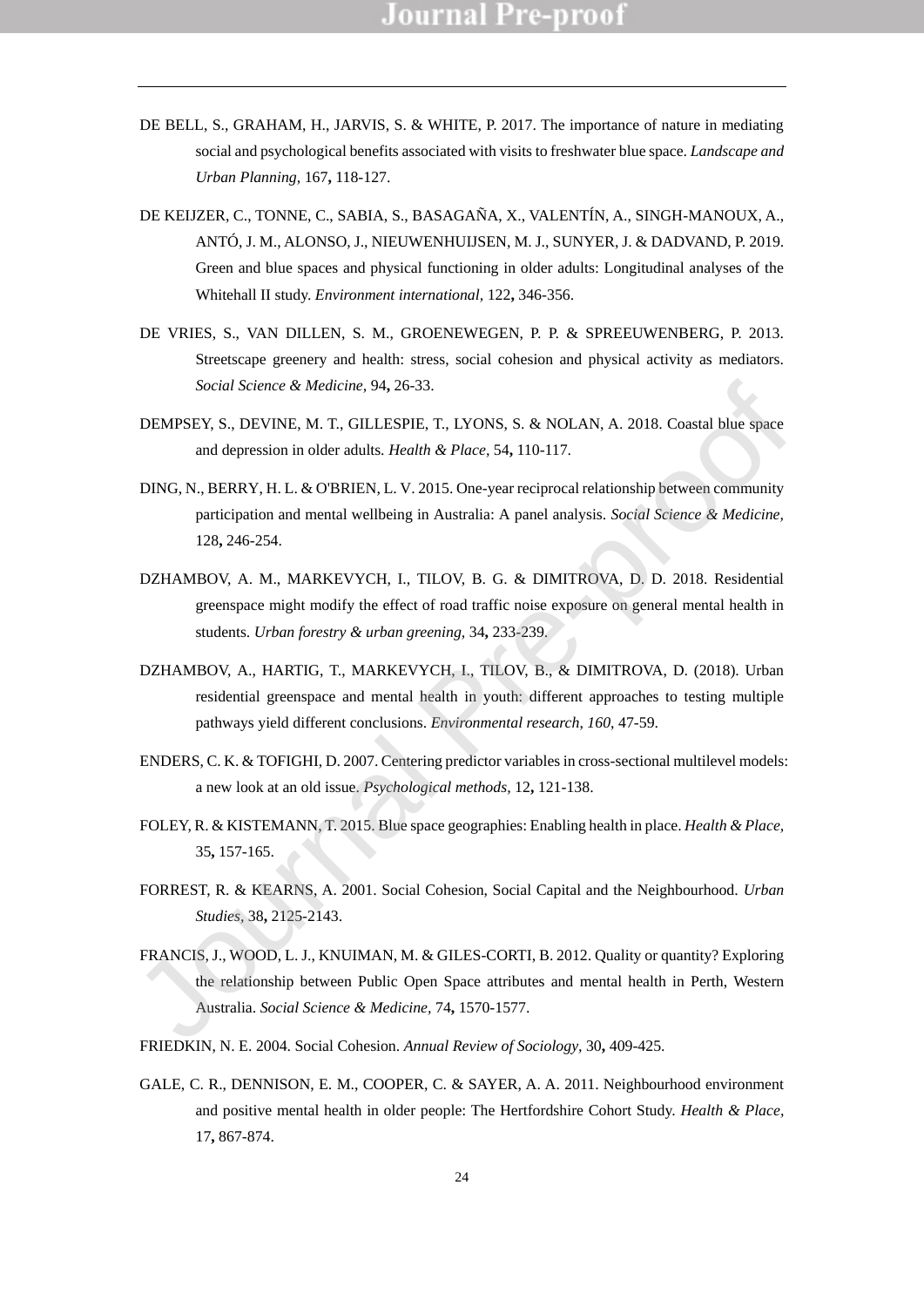DE BELL, S., GRAHAM, H., JARVIS, S. & WHITE, P. 2017. The importance of nature in mediating social and psychological benefits associated with visits to freshwater blue space. *Landscape and Urban Planning,* 167**,** 118-127.

DE KEIJZER, C., TONNE, C., SABIA, S., BASAGAÑA, X., VALENTÍN, A., SINGH-MANOUX, A., ANTÓ, J. M., ALONSO, J., NIEUWENHUIJSEN, M. J., SUNYER, J. & DADVAND, P. 2019. Green and blue spaces and physical functioning in older adults: Longitudinal analyses of the Whitehall II study. *Environment international,* 122**,** 346-356.

DE VRIES, S., VAN DILLEN, S. M., GROENEWEGEN, P. P. & SPREEUWENBERG, P. 2013. Streetscape greenery and health: stress, social cohesion and physical activity as mediators. *Social Science & Medicine,* 94**,** 26-33.

DEMPSEY, S., DEVINE, M. T., GILLESPIE, T., LYONS, S. & NOLAN, A. 2018. Coastal blue space and depression in older adults. *Health & Place,* 54**,** 110-117.

DING, N., BERRY, H. L. & O'BRIEN, L. V. 2015. One-year reciprocal relationship between community participation and mental wellbeing in Australia: A panel analysis. *Social Science & Medicine,* 128**,** 246-254.

DZHAMBOV, A. M., MARKEVYCH, I., TILOV, B. G. & DIMITROVA, D. D. 2018. Residential greenspace might modify the effect of road traffic noise exposure on general mental health in students. *Urban forestry & urban greening,* 34**,** 233-239.

DZHAMBOV, A., HARTIG, T., MARKEVYCH, I., TILOV, B., & DIMITROVA, D. (2018). Urban residential greenspace and mental health in youth: different approaches to testing multiple pathways yield different conclusions. *Environmental research*, *160*, 47-59.

ENDERS, C. K. & TOFIGHI, D. 2007. Centering predictor variables in cross-sectional multilevel models: a new look at an old issue. *Psychological methods,* 12**,** 121-138.

FOLEY, R. & KISTEMANN, T. 2015. Blue space geographies: Enabling health in place. *Health & Place,* 35**,** 157-165.

FORREST, R. & KEARNS, A. 2001. Social Cohesion, Social Capital and the Neighbourhood. *Urban Studies,* 38**,** 2125-2143.

FRANCIS, J., WOOD, L. J., KNUIMAN, M. & GILES-CORTI, B. 2012. Quality or quantity? Exploring the relationship between Public Open Space attributes and mental health in Perth, Western Australia. *Social Science & Medicine,* 74**,** 1570-1577.

FRIEDKIN, N. E. 2004. Social Cohesion. *Annual Review of Sociology,* 30**,** 409-425.

GALE, C. R., DENNISON, E. M., COOPER, C. & SAYER, A. A. 2011. Neighbourhood environment and positive mental health in older people: The Hertfordshire Cohort Study. *Health & Place,* 17**,** 867-874.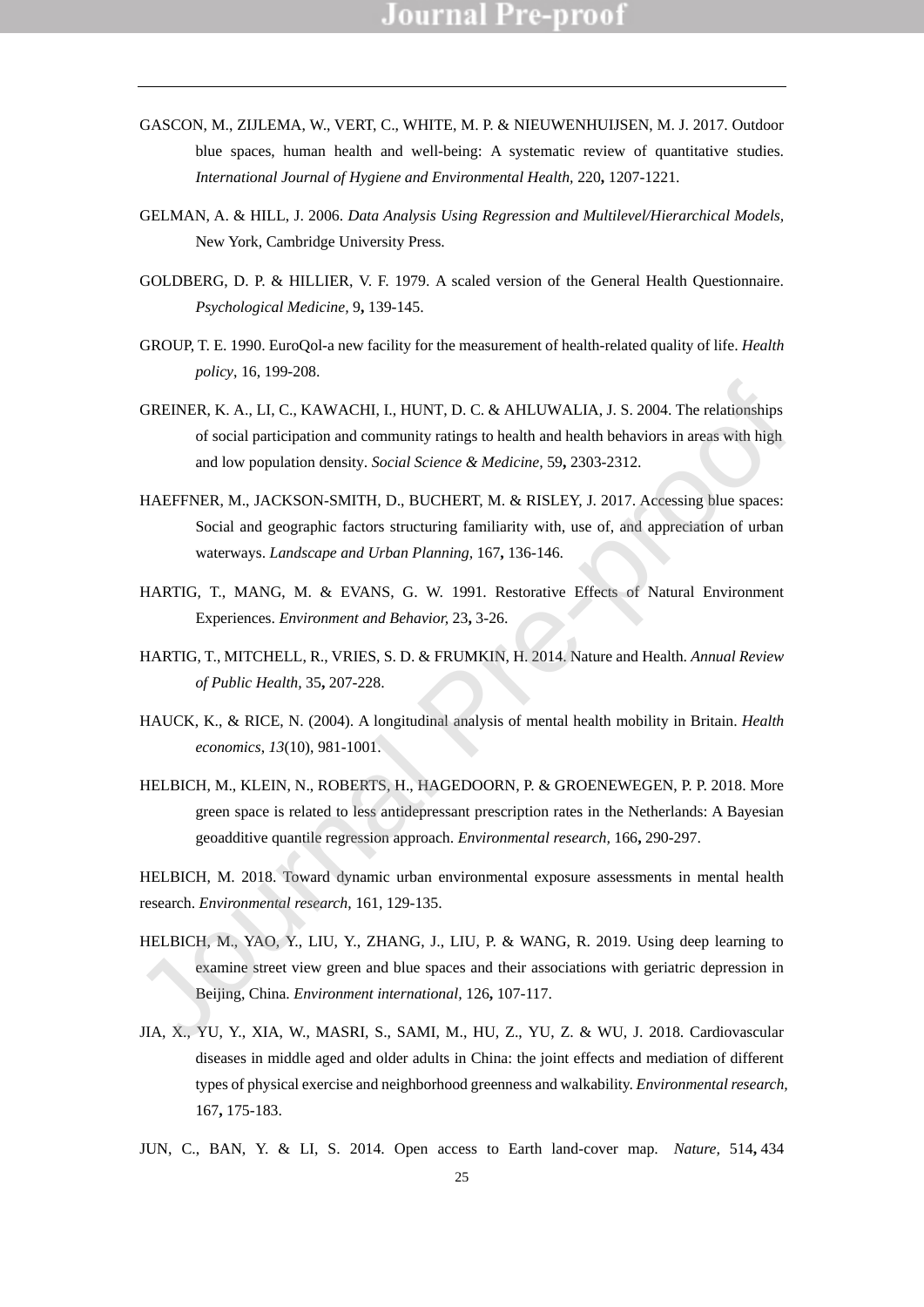GASCON, M., ZIJLEMA, W., VERT, C., WHITE, M. P. & NIEUWENHUIJSEN, M. J. 2017. Outdoor blue spaces, human health and well-being: A systematic review of quantitative studies. *International Journal of Hygiene and Environmental Health,* 220**,** 1207-1221.

GELMAN, A. & HILL, J. 2006. *Data Analysis Using Regression and Multilevel/Hierarchical Models,* New York, Cambridge University Press.

GOLDBERG, D. P. & HILLIER, V. F. 1979. A scaled version of the General Health Questionnaire. *Psychological Medicine,* 9**,** 139-145.

GROUP, T. E. 1990. EuroQol-a new facility for the measurement of health-related quality of life. *Health policy*, 16, 199-208.

GREINER, K. A., LI, C., KAWACHI, I., HUNT, D. C. & AHLUWALIA, J. S. 2004. The relationships of social participation and community ratings to health and health behaviors in areas with high and low population density. *Social Science & Medicine,* 59**,** 2303-2312.

HAEFFNER, M., JACKSON-SMITH, D., BUCHERT, M. & RISLEY, J. 2017. Accessing blue spaces: Social and geographic factors structuring familiarity with, use of, and appreciation of urban waterways. *Landscape and Urban Planning,* 167**,** 136-146.

HARTIG, T., MANG, M. & EVANS, G. W. 1991. Restorative Effects of Natural Environment Experiences. *Environment and Behavior,* 23**,** 3-26.

HARTIG, T., MITCHELL, R., VRIES, S. D. & FRUMKIN, H. 2014. Nature and Health. *Annual Review of Public Health,* 35**,** 207-228.

HAUCK, K., & RICE, N. (2004). A longitudinal analysis of mental health mobility in Britain. *Health economics*, *13*(10), 981-1001.

HELBICH, M., KLEIN, N., ROBERTS, H., HAGEDOORN, P. & GROENEWEGEN, P. P. 2018. More green space is related to less antidepressant prescription rates in the Netherlands: A Bayesian geoadditive quantile regression approach. *Environmental research,* 166**,** 290-297.

HELBICH, M. 2018. Toward dynamic urban environmental exposure assessments in mental health research. *Environmental research*, 161, 129-135.

HELBICH, M., YAO, Y., LIU, Y., ZHANG, J., LIU, P. & WANG, R. 2019. Using deep learning to examine street view green and blue spaces and their associations with geriatric depression in Beijing, China. *Environment international,* 126**,** 107-117.

JIA, X., YU, Y., XIA, W., MASRI, S., SAMI, M., HU, Z., YU, Z. & WU, J. 2018. Cardiovascular diseases in middle aged and older adults in China: the joint effects and mediation of different types of physical exercise and neighborhood greenness and walkability. *Environmental research,* 167**,** 175-183.

JUN, C., BAN, Y. & LI, S. 2014. Open access to Earth land-cover map. *Nature,* 514**,** 434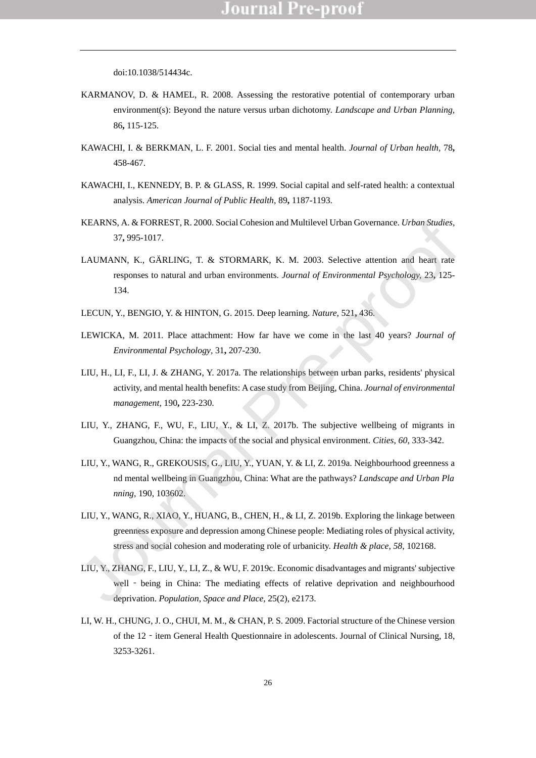doi:10.1038/514434c.

KARMANOV, D. & HAMEL, R. 2008. Assessing the restorative potential of contemporary urban environment(s): Beyond the nature versus urban dichotomy. *Landscape and Urban Planning,* 86**,** 115-125.

KAWACHI, I. & BERKMAN, L. F. 2001. Social ties and mental health. *Journal of Urban health,* 78**,** 458-467.

KAWACHI, I., KENNEDY, B. P. & GLASS, R. 1999. Social capital and self-rated health: a contextual analysis. *American Journal of Public Health,* 89**,** 1187-1193.

KEARNS, A. & FORREST, R. 2000. Social Cohesion and Multilevel Urban Governance. *Urban Studies,* 37**,** 995-1017.

LAUMANN, K., GÄRLING, T. & STORMARK, K. M. 2003. Selective attention and heart rate responses to natural and urban environments. *Journal of Environmental Psychology,* 23**,** 125-134.

LECUN, Y., BENGIO, Y. & HINTON, G. 2015. Deep learning. *Nature,* 521**,** 436.

LEWICKA, M. 2011. Place attachment: How far have we come in the last 40 years? *Journal of Environmental Psychology,* 31**,** 207-230.

LIU, H., LI, F., LI, J. & ZHANG, Y. 2017a. The relationships between urban parks, residents' physical activity, and mental health benefits: A case study from Beijing, China. *Journal of environmental management,* 190**,** 223-230.

LIU, Y., ZHANG, F., WU, F., LIU, Y., & LI, Z. 2017b. The subjective wellbeing of migrants in Guangzhou, China: the impacts of the social and physical environment. *Cities*, *60*, 333-342.

LIU, Y., WANG, R., GREKOUSIS, G., LIU, Y., YUAN, Y. & LI, Z. 2019a. Neighbourhood greenness a nd mental wellbeing in Guangzhou, China: What are the pathways? *Landscape and Urban Pla nning*, 190, 103602.

LIU, Y., WANG, R., XIAO, Y., HUANG, B., CHEN, H., & LI, Z. 2019b. Exploring the linkage between greenness exposure and depression among Chinese people: Mediating roles of physical activity, stress and social cohesion and moderating role of urbanicity. *Health & place*, *58*, 102168.

LIU, Y., ZHANG, F., LIU, Y., LI, Z., & WU, F. 2019c. Economic disadvantages and migrants' subjective well‐being in China: The mediating effects of relative deprivation and neighbourhood deprivation. *Population, Space and Place*, 25(2), e2173.

LI, W. H., CHUNG, J. O., CHUI, M. M., & CHAN, P. S. 2009. Factorial structure of the Chinese version of the 12‐item General Health Questionnaire in adolescents. Journal of Clinical Nursing, 18, 3253-3261.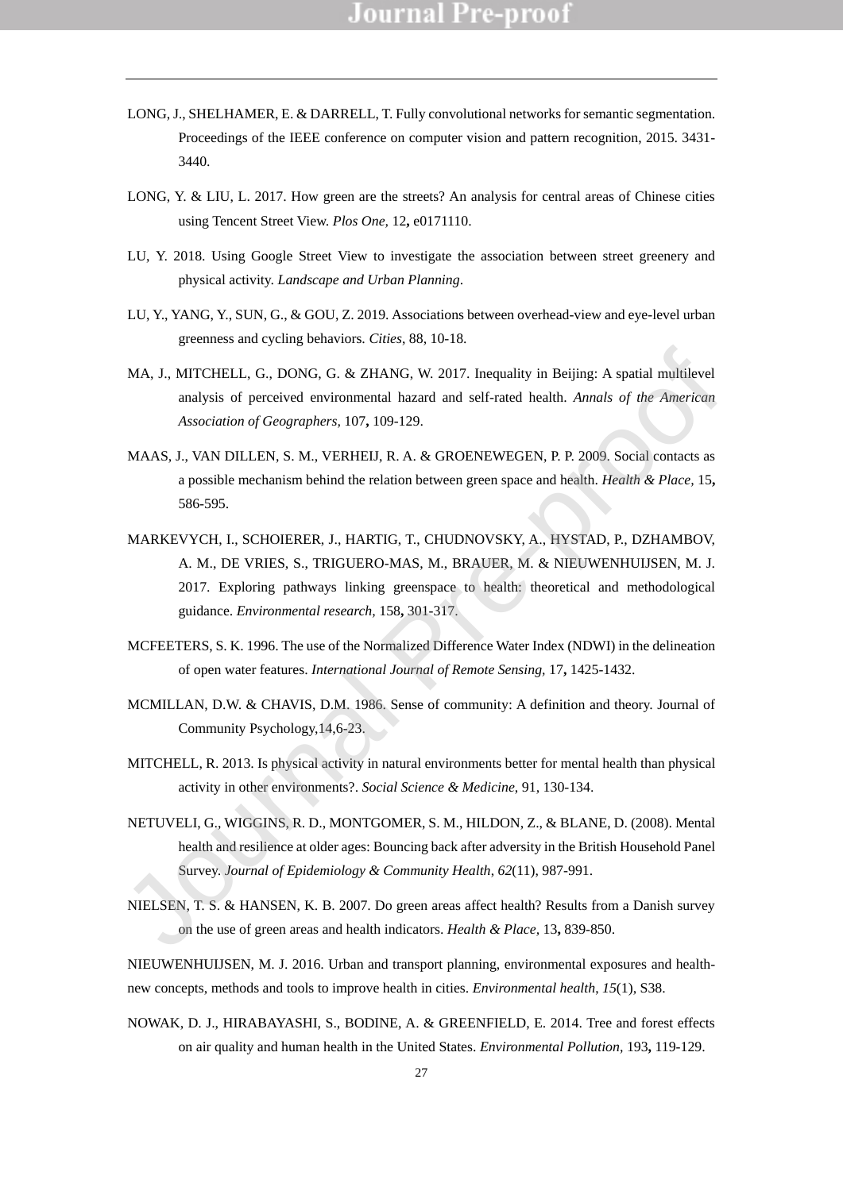LONG, J., SHELHAMER, E. & DARRELL, T. Fully convolutional networks for semantic segmentation. Proceedings of the IEEE conference on computer vision and pattern recognition, 2015. 3431-3440.

LONG, Y. & LIU, L. 2017. How green are the streets? An analysis for central areas of Chinese cities using Tencent Street View. *Plos One,* 12**,** e0171110.

LU, Y. 2018. Using Google Street View to investigate the association between street greenery and physical activity. *Landscape and Urban Planning*.

LU, Y., YANG, Y., SUN, G., & GOU, Z. 2019. Associations between overhead-view and eye-level urban greenness and cycling behaviors. *Cities*, 88, 10-18.

MA, J., MITCHELL, G., DONG, G. & ZHANG, W. 2017. Inequality in Beijing: A spatial multilevel analysis of perceived environmental hazard and self-rated health. *Annals of the American Association of Geographers,* 107**,** 109-129.

MAAS, J., VAN DILLEN, S. M., VERHEIJ, R. A. & GROENEWEGEN, P. P. 2009. Social contacts as a possible mechanism behind the relation between green space and health. *Health & Place,* 15**,** 586-595.

MARKEVYCH, I., SCHOIERER, J., HARTIG, T., CHUDNOVSKY, A., HYSTAD, P., DZHAMBOV, A. M., DE VRIES, S., TRIGUERO-MAS, M., BRAUER, M. & NIEUWENHUIJSEN, M. J. 2017. Exploring pathways linking greenspace to health: theoretical and methodological guidance. *Environmental research,* 158**,** 301-317.

MCFEETERS, S. K. 1996. The use of the Normalized Difference Water Index (NDWI) in the delineation of open water features. *International Journal of Remote Sensing,* 17**,** 1425-1432.

MCMILLAN, D.W. & CHAVIS, D.M. 1986. Sense of community: A definition and theory. Journal of Community Psychology,14,6-23.

MITCHELL, R. 2013. Is physical activity in natural environments better for mental health than physical activity in other environments?. *Social Science & Medicine*, 91, 130-134.

NETUVELI, G., WIGGINS, R. D., MONTGOMER, S. M., HILDON, Z., & BLANE, D. (2008). Mental health and resilience at older ages: Bouncing back after adversity in the British Household Panel Survey. *Journal of Epidemiology & Community Health*, *62*(11), 987-991.

NIELSEN, T. S. & HANSEN, K. B. 2007. Do green areas affect health? Results from a Danish survey on the use of green areas and health indicators. *Health & Place,* 13**,** 839-850.

NIEUWENHUIJSEN, M. J. 2016. Urban and transport planning, environmental exposures and health-new concepts, methods and tools to improve health in cities. *Environmental health*, *15*(1), S38.

NOWAK, D. J., HIRABAYASHI, S., BODINE, A. & GREENFIELD, E. 2014. Tree and forest effects on air quality and human health in the United States. *Environmental Pollution,* 193**,** 119-129.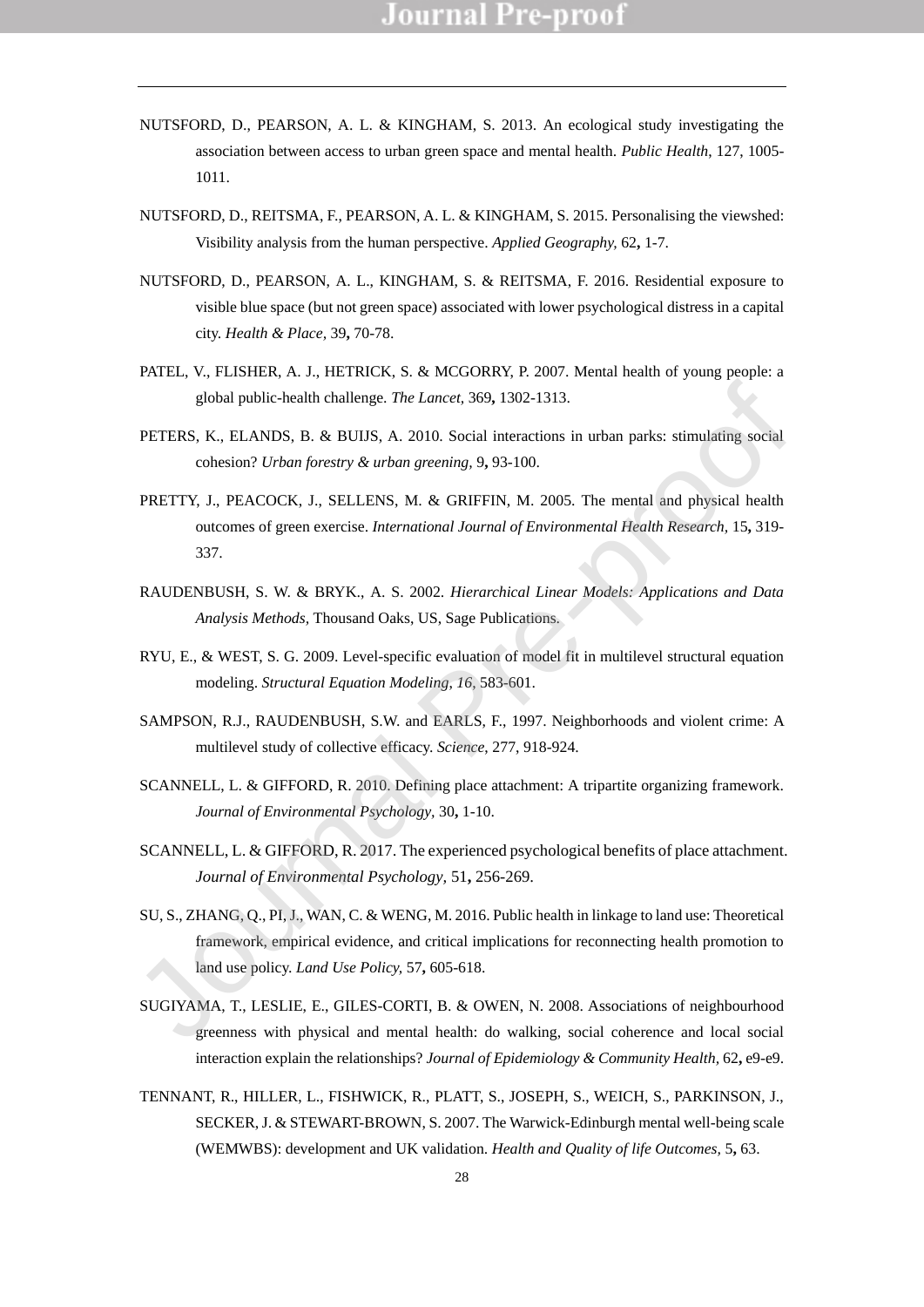NUTSFORD, D., PEARSON, A. L. & KINGHAM, S. 2013. An ecological study investigating the association between access to urban green space and mental health. *Public Health,* 127, 1005-1011.

NUTSFORD, D., REITSMA, F., PEARSON, A. L. & KINGHAM, S. 2015. Personalising the viewshed: Visibility analysis from the human perspective. *Applied Geography,* 62**,** 1-7.

NUTSFORD, D., PEARSON, A. L., KINGHAM, S. & REITSMA, F. 2016. Residential exposure to visible blue space (but not green space) associated with lower psychological distress in a capital city. *Health & Place,* 39**,** 70-78.

PATEL, V., FLISHER, A. J., HETRICK, S. & MCGORRY, P. 2007. Mental health of young people: a global public-health challenge. *The Lancet,* 369**,** 1302-1313.

PETERS, K., ELANDS, B. & BUIJS, A. 2010. Social interactions in urban parks: stimulating social cohesion? *Urban forestry & urban greening,* 9**,** 93-100.

PRETTY, J., PEACOCK, J., SELLENS, M. & GRIFFIN, M. 2005. The mental and physical health outcomes of green exercise. *International Journal of Environmental Health Research,* 15**,** 319-337.

RAUDENBUSH, S. W. & BRYK., A. S. 2002. *Hierarchical Linear Models: Applications and Data Analysis Methods,* Thousand Oaks, US, Sage Publications.

RYU, E., & WEST, S. G. 2009. Level-specific evaluation of model fit in multilevel structural equation modeling. *Structural Equation Modeling, 16*, 583-601.

SAMPSON, R.J., RAUDENBUSH, S.W. and EARLS, F., 1997. Neighborhoods and violent crime: A multilevel study of collective efficacy. *Science*, 277, 918-924.

SCANNELL, L. & GIFFORD, R. 2010. Defining place attachment: A tripartite organizing framework. *Journal of Environmental Psychology,* 30**,** 1-10.

SCANNELL, L. & GIFFORD, R. 2017. The experienced psychological benefits of place attachment. *Journal of Environmental Psychology,* 51**,** 256-269.

SU, S., ZHANG, Q., PI, J., WAN, C. & WENG, M. 2016. Public health in linkage to land use: Theoretical framework, empirical evidence, and critical implications for reconnecting health promotion to land use policy. *Land Use Policy,* 57**,** 605-618.

SUGIYAMA, T., LESLIE, E., GILES-CORTI, B. & OWEN, N. 2008. Associations of neighbourhood greenness with physical and mental health: do walking, social coherence and local social interaction explain the relationships? *Journal of Epidemiology & Community Health,* 62**,** e9-e9.

TENNANT, R., HILLER, L., FISHWICK, R., PLATT, S., JOSEPH, S., WEICH, S., PARKINSON, J., SECKER, J. & STEWART-BROWN, S. 2007. The Warwick-Edinburgh mental well-being scale (WEMWBS): development and UK validation. *Health and Quality of life Outcomes,* 5**,** 63.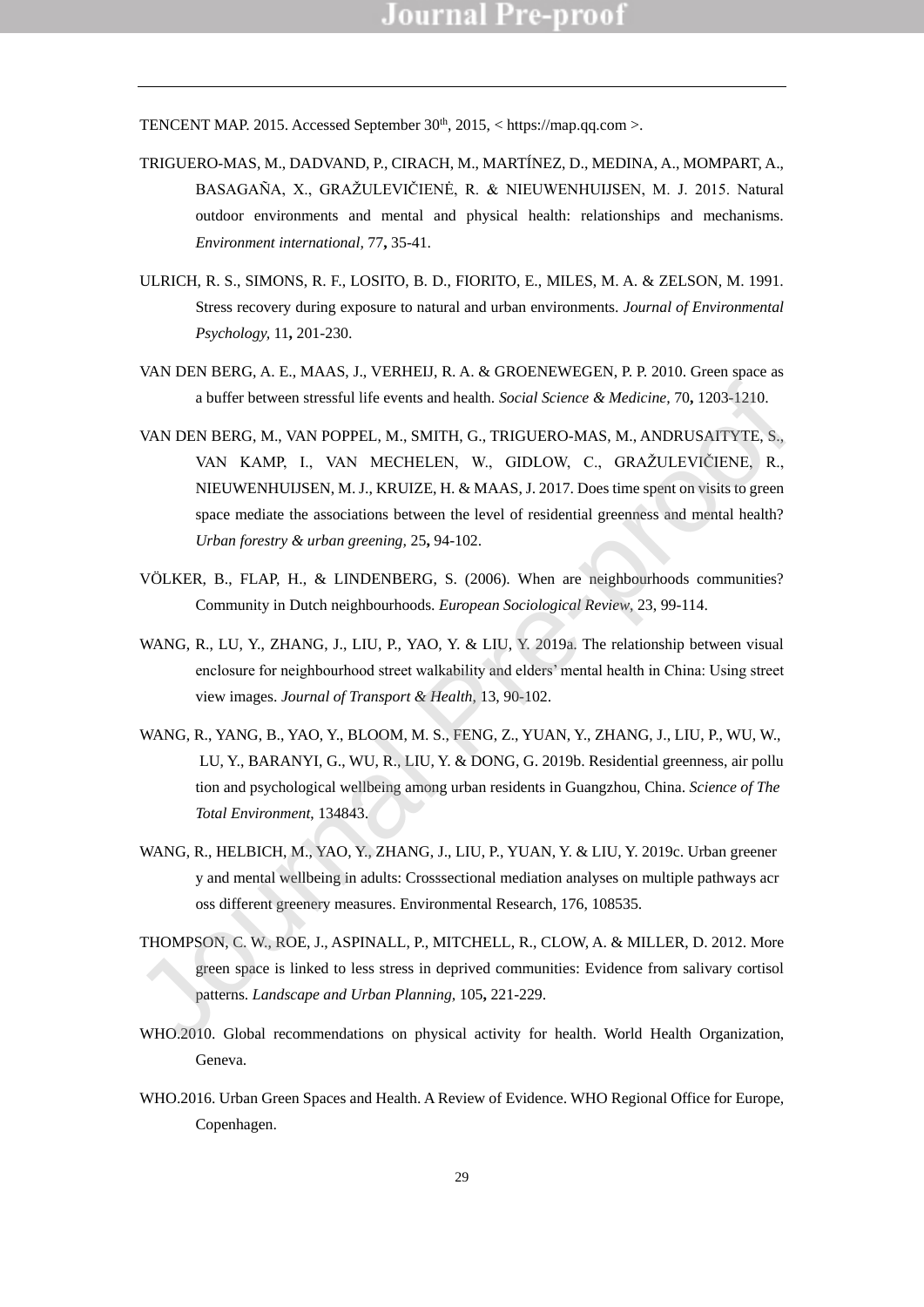TENCENT MAP. 2015. Accessed September 30th, 2015, < https://map.qq.com >.

TRIGUERO-MAS, M., DADVAND, P., CIRACH, M., MARTÍNEZ, D., MEDINA, A., MOMPART, A., BASAGAÑA, X., GRAŽULEVIČIENĖ, R. & NIEUWENHUIJSEN, M. J. 2015. Natural outdoor environments and mental and physical health: relationships and mechanisms. *Environment international,* 77**,** 35-41.

ULRICH, R. S., SIMONS, R. F., LOSITO, B. D., FIORITO, E., MILES, M. A. & ZELSON, M. 1991. Stress recovery during exposure to natural and urban environments. *Journal of Environmental Psychology,* 11**,** 201-230.

VAN DEN BERG, A. E., MAAS, J., VERHEIJ, R. A. & GROENEWEGEN, P. P. 2010. Green space as a buffer between stressful life events and health. *Social Science & Medicine,* 70**,** 1203-1210.

VAN DEN BERG, M., VAN POPPEL, M., SMITH, G., TRIGUERO-MAS, M., ANDRUSAITYTE, S., VAN KAMP, I., VAN MECHELEN, W., GIDLOW, C., GRAŽULEVIČIENE, R., NIEUWENHUIJSEN, M. J., KRUIZE, H. & MAAS, J. 2017. Does time spent on visits to green space mediate the associations between the level of residential greenness and mental health? *Urban forestry & urban greening,* 25**,** 94-102.

VÖLKER, B., FLAP, H., & LINDENBERG, S. (2006). When are neighbourhoods communities? Community in Dutch neighbourhoods. *European Sociological Review*, 23, 99-114.

WANG, R., LU, Y., ZHANG, J., LIU, P., YAO, Y. & LIU, Y. 2019a. The relationship between visual enclosure for neighbourhood street walkability and elders' mental health in China: Using street view images. *Journal of Transport & Health,* 13, 90-102.

WANG, R., YANG, B., YAO, Y., BLOOM, M. S., FENG, Z., YUAN, Y., ZHANG, J., LIU, P., WU, W., LU, Y., BARANYI, G., WU, R., LIU, Y. & DONG, G. 2019b. Residential greenness, air pollution and psychological wellbeing among urban residents in Guangzhou, China. *Science of The Total Environment*, 134843.

WANG, R., HELBICH, M., YAO, Y., ZHANG, J., LIU, P., YUAN, Y. & LIU, Y. 2019c. Urban greenery and mental wellbeing in adults: Crosssectional mediation analyses on multiple pathways across different greenery measures. Environmental Research, 176, 108535.

THOMPSON, C. W., ROE, J., ASPINALL, P., MITCHELL, R., CLOW, A. & MILLER, D. 2012. More green space is linked to less stress in deprived communities: Evidence from salivary cortisol patterns. *Landscape and Urban Planning,* 105**,** 221-229.

WHO.2010. Global recommendations on physical activity for health. World Health Organization, Geneva.

WHO.2016. Urban Green Spaces and Health. A Review of Evidence. WHO Regional Office for Europe, Copenhagen.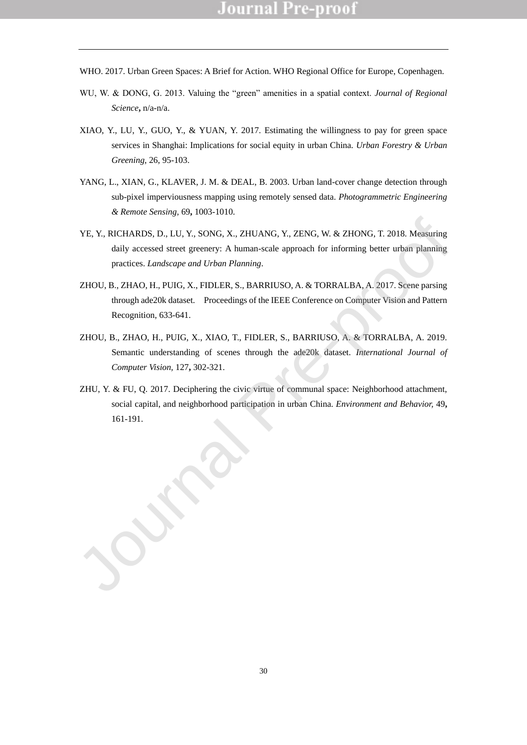WHO. 2017. Urban Green Spaces: A Brief for Action. WHO Regional Office for Europe, Copenhagen.

WU, W. & DONG, G. 2013. Valuing the "green" amenities in a spatial context. *Journal of Regional Science***,** n/a-n/a.

XIAO, Y., LU, Y., GUO, Y., & YUAN, Y. 2017. Estimating the willingness to pay for green space services in Shanghai: Implications for social equity in urban China. *Urban Forestry & Urban Greening*, 26, 95-103.

YANG, L., XIAN, G., KLAVER, J. M. & DEAL, B. 2003. Urban land-cover change detection through sub-pixel imperviousness mapping using remotely sensed data. *Photogrammetric Engineering & Remote Sensing,* 69**,** 1003-1010.

YE, Y., RICHARDS, D., LU, Y., SONG, X., ZHUANG, Y., ZENG, W. & ZHONG, T. 2018. Measuring daily accessed street greenery: A human-scale approach for informing better urban planning practices. *Landscape and Urban Planning*.

ZHOU, B., ZHAO, H., PUIG, X., FIDLER, S., BARRIUSO, A. & TORRALBA, A. 2017. Scene parsing through ade20k dataset. Proceedings of the IEEE Conference on Computer Vision and Pattern Recognition, 633-641.

ZHOU, B., ZHAO, H., PUIG, X., XIAO, T., FIDLER, S., BARRIUSO, A. & TORRALBA, A. 2019. Semantic understanding of scenes through the ade20k dataset. *International Journal of Computer Vision,* 127**,** 302-321.

ZHU, Y. & FU, Q. 2017. Deciphering the civic virtue of communal space: Neighborhood attachment, social capital, and neighborhood participation in urban China. *Environment and Behavior,* 49**,** 161-191.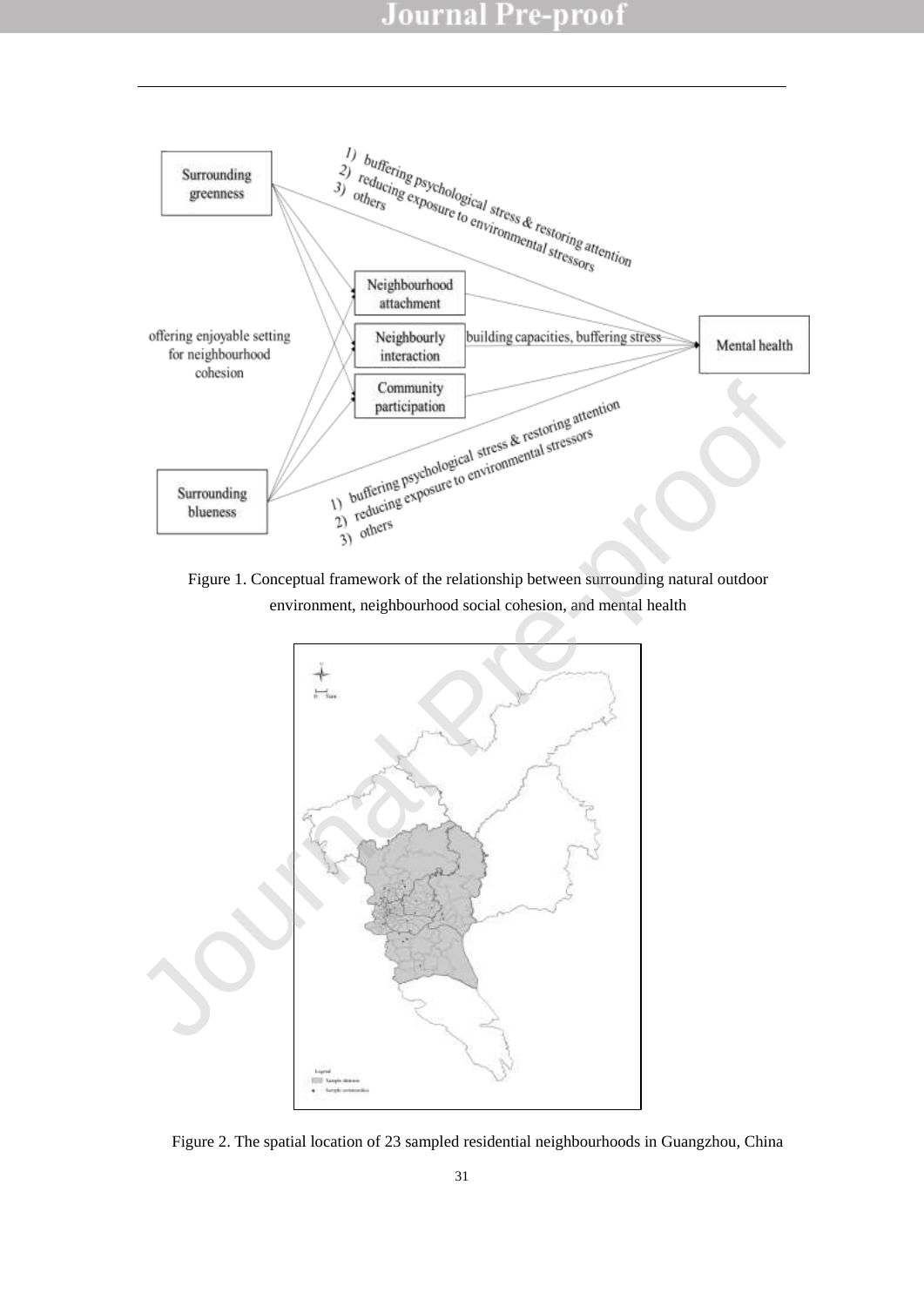Figure 1. Conceptual framework of the relationship between surrounding natural outdoor environment, neighbourhood social cohesion, and mental health

Figure 2. The spatial location of 23 sampled residential neighbourhoods in Guangzhou, China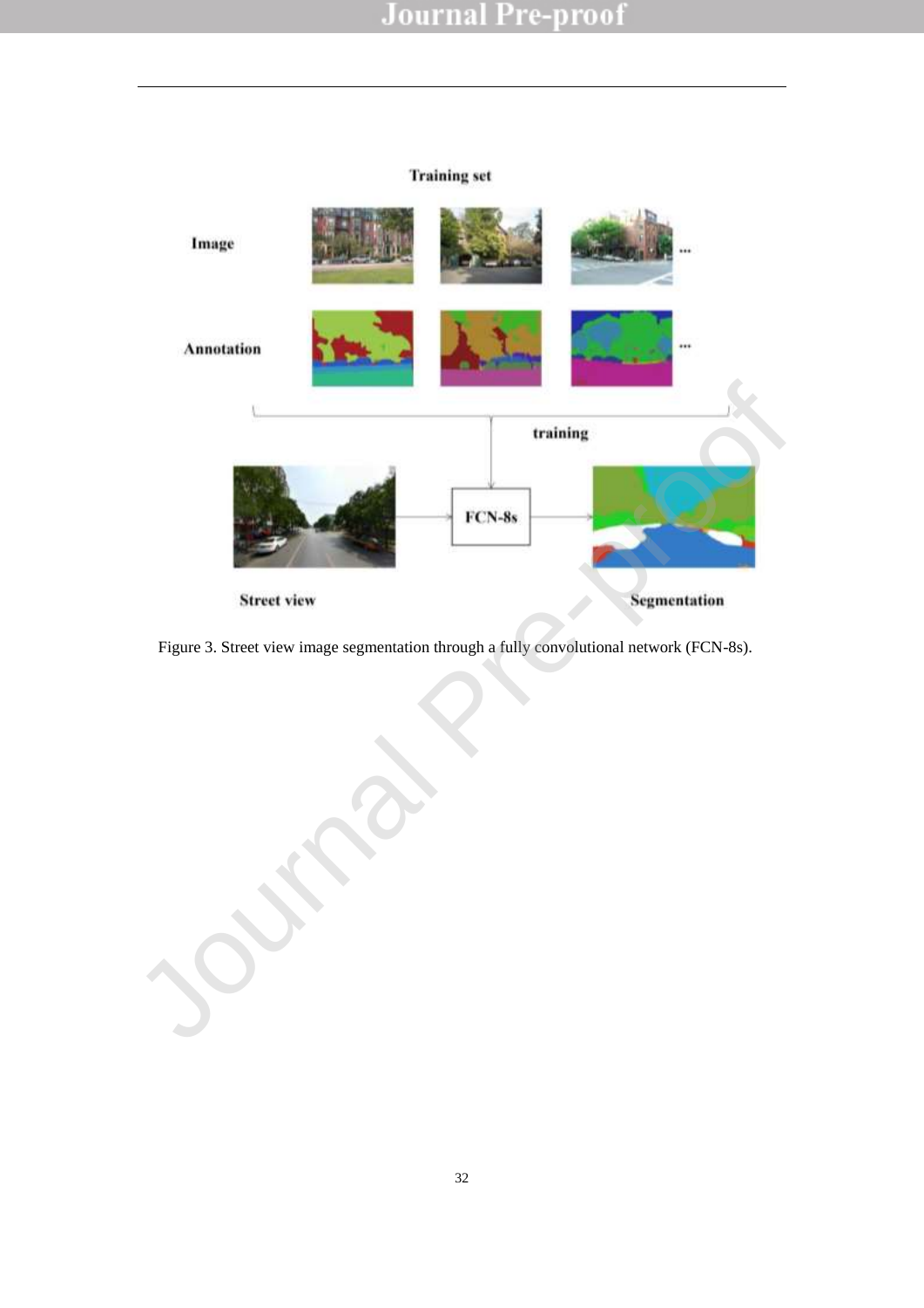Figure 3. Street view image segmentation through a fully convolutional network (FCN-8s).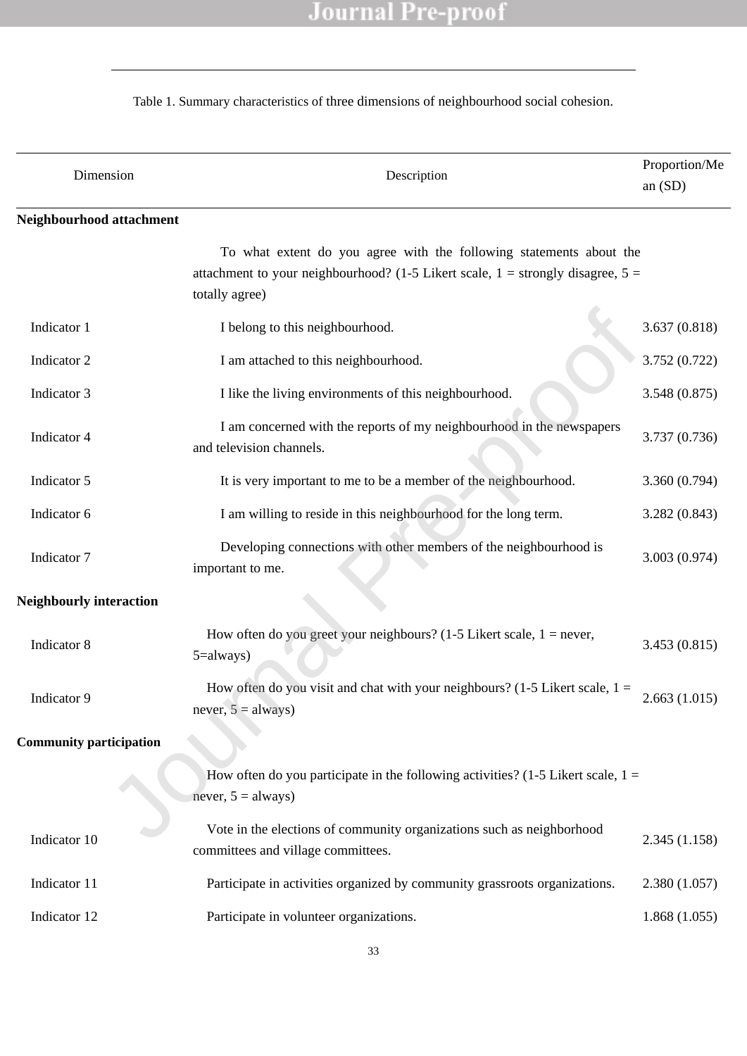Table 1. Summary characteristics of three dimensions of neighbourhood social cohesion.

| Dimension | Description | Proportion/Mean (SD) |
|---|---|---|
| **Neighbourhood attachment** | | |
| | To what extent do you agree with the following statements about the attachment to your neighbourhood? (1-5 Likert scale, 1 = strongly disagree, 5 = totally agree) | |
| Indicator 1 | I belong to this neighbourhood. | 3.637 (0.818) |
| Indicator 2 | I am attached to this neighbourhood. | 3.752 (0.722) |
| Indicator 3 | I like the living environments of this neighbourhood. | 3.548 (0.875) |
| Indicator 4 | I am concerned with the reports of my neighbourhood in the newspapers and television channels. | 3.737 (0.736) |
| Indicator 5 | It is very important to me to be a member of the neighbourhood. | 3.360 (0.794) |
| Indicator 6 | I am willing to reside in this neighbourhood for the long term. | 3.282 (0.843) |
| Indicator 7 | Developing connections with other members of the neighbourhood is important to me. | 3.003 (0.974) |
| **Neighbourly interaction** | | |
| Indicator 8 | How often do you greet your neighbours? (1-5 Likert scale, 1 = never, 5=always) | 3.453 (0.815) |
| Indicator 9 | How often do you visit and chat with your neighbours? (1-5 Likert scale, 1 = never, 5 = always) | 2.663 (1.015) |
| **Community participation** | | |
| | How often do you participate in the following activities? (1-5 Likert scale, 1 = never, 5 = always) | |
| Indicator 10 | Vote in the elections of community organizations such as neighborhood committees and village committees. | 2.345 (1.158) |
| Indicator 11 | Participate in activities organized by community grassroots organizations. | 2.380 (1.057) |
| Indicator 12 | Participate in volunteer organizations. | 1.868 (1.055) |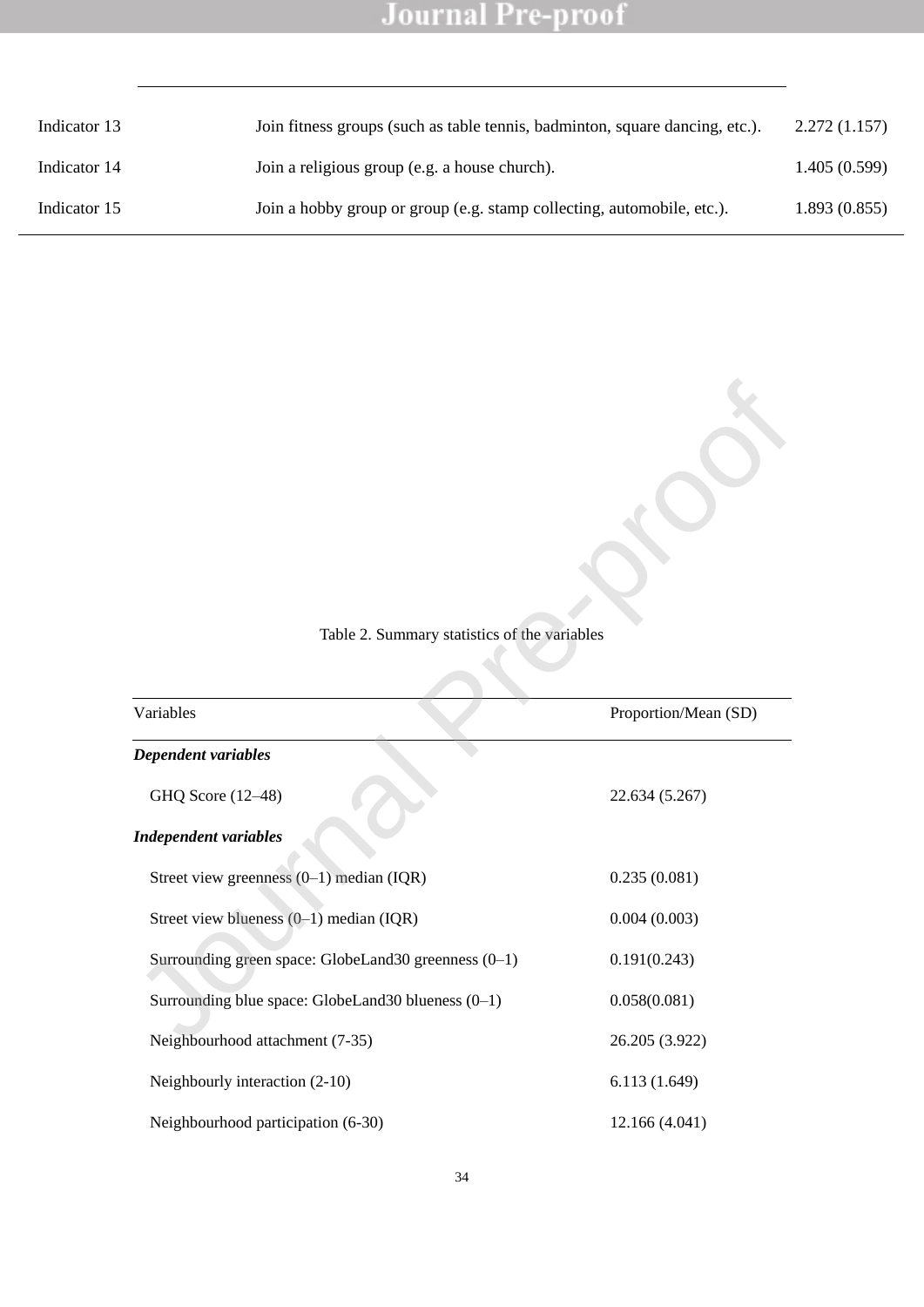| | | |
|---|---|---|
| Indicator 13 | Join fitness groups (such as table tennis, badminton, square dancing, etc.). | 2.272 (1.157) |
| Indicator 14 | Join a religious group (e.g. a house church). | 1.405 (0.599) |
| Indicator 15 | Join a hobby group or group (e.g. stamp collecting, automobile, etc.). | 1.893 (0.855) |

Table 2. Summary statistics of the variables

| Variables | Proportion/Mean (SD) |
|---|---|
| ***Dependent variables*** | |
| GHQ Score (12–48) | 22.634 (5.267) |
| ***Independent variables*** | |
| Street view greenness (0–1) median (IQR) | 0.235 (0.081) |
| Street view blueness (0–1) median (IQR) | 0.004 (0.003) |
| Surrounding green space: GlobeLand30 greenness (0–1) | 0.191(0.243) |
| Surrounding blue space: GlobeLand30 blueness (0–1) | 0.058(0.081) |
| Neighbourhood attachment (7-35) | 26.205 (3.922) |
| Neighbourly interaction (2-10) | 6.113 (1.649) |
| Neighbourhood participation (6-30) | 12.166 (4.041) |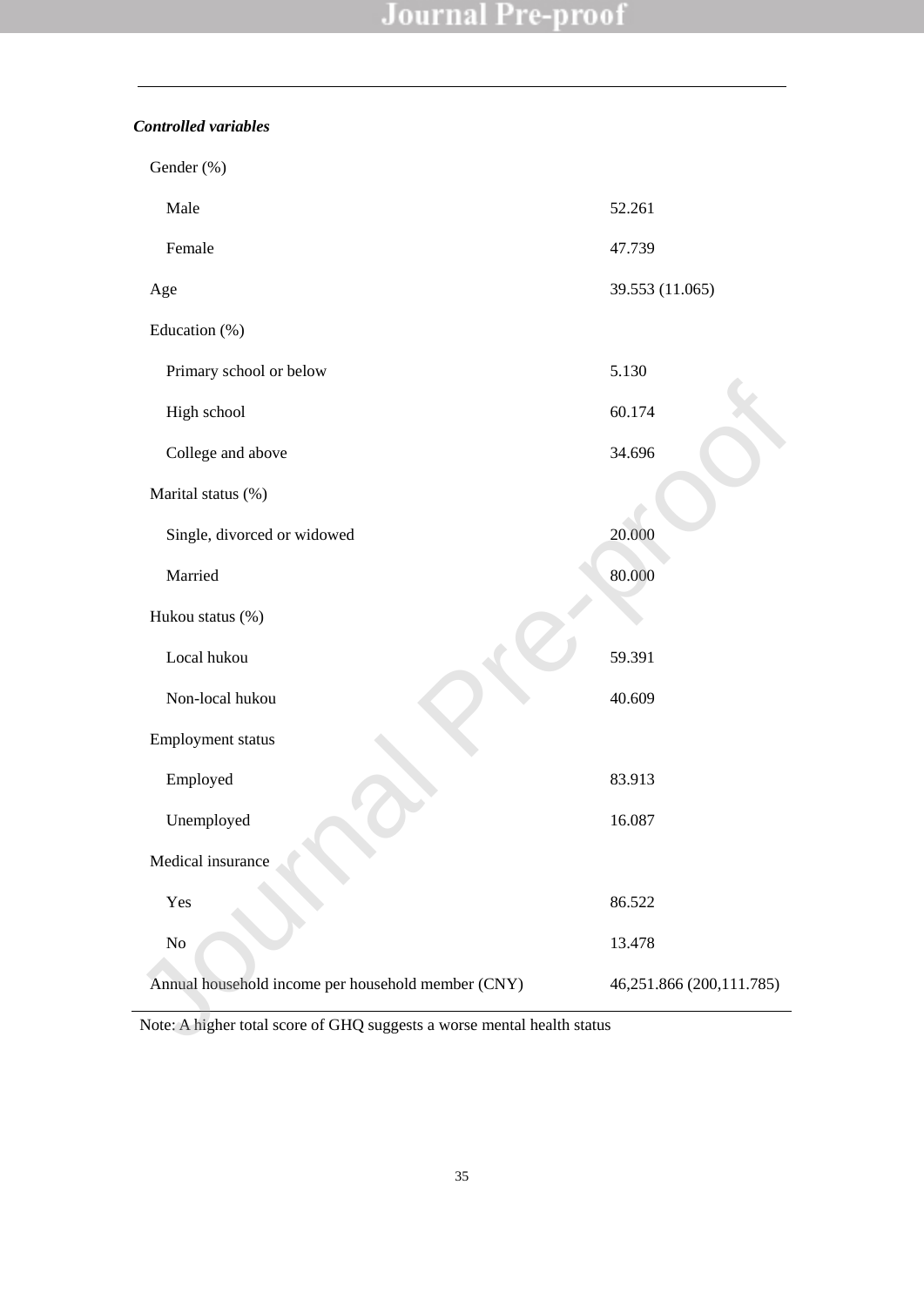| | |
|---|---|
| ***Controlled variables*** | |
| Gender (%) | |
| Male | 52.261 |
| Female | 47.739 |
| Age | 39.553 (11.065) |
| Education (%) | |
| Primary school or below | 5.130 |
| High school | 60.174 |
| College and above | 34.696 |
| Marital status (%) | |
| Single, divorced or widowed | 20.000 |
| Married | 80.000 |
| Hukou status (%) | |
| Local hukou | 59.391 |
| Non-local hukou | 40.609 |
| Employment status | |
| Employed | 83.913 |
| Unemployed | 16.087 |
| Medical insurance | |
| Yes | 86.522 |
| No | 13.478 |
| Annual household income per household member (CNY) | 46,251.866 (200,111.785) |

Note: A higher total score of GHQ suggests a worse mental health status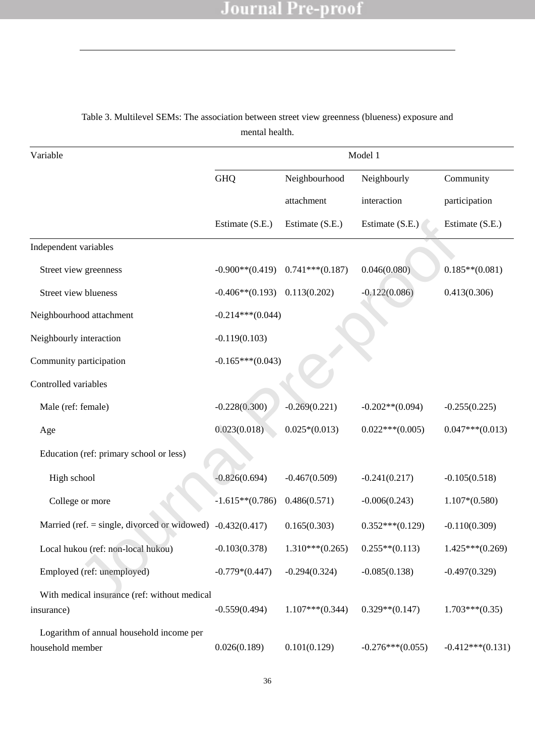Table 3. Multilevel SEMs: The association between street view greenness (blueness) exposure and mental health.

| Variable | Model 1 | | | |
|---|---|---|---|---|
| | GHQ | Neighbourhood attachment | Neighbourly interaction | Community participation |
| | Estimate (S.E.) | Estimate (S.E.) | Estimate (S.E.) | Estimate (S.E.) |
| Independent variables | | | | |
| Street view greenness | -0.900**(0.419) | 0.741***(0.187) | 0.046(0.080) | 0.185**(0.081) |
| Street view blueness | -0.406**(0.193) | 0.113(0.202) | -0.122(0.086) | 0.413(0.306) |
| Neighbourhood attachment | -0.214***(0.044) | | | |
| Neighbourly interaction | -0.119(0.103) | | | |
| Community participation | -0.165***(0.043) | | | |
| Controlled variables | | | | |
| Male (ref: female) | -0.228(0.300) | -0.269(0.221) | -0.202**(0.094) | -0.255(0.225) |
| Age | 0.023(0.018) | 0.025*(0.013) | 0.022***(0.005) | 0.047***(0.013) |
| Education (ref: primary school or less) | | | | |
| High school | -0.826(0.694) | -0.467(0.509) | -0.241(0.217) | -0.105(0.518) |
| College or more | -1.615**(0.786) | 0.486(0.571) | -0.006(0.243) | 1.107*(0.580) |
| Married (ref. = single, divorced or widowed) | -0.432(0.417) | 0.165(0.303) | 0.352***(0.129) | -0.110(0.309) |
| Local hukou (ref: non-local hukou) | -0.103(0.378) | 1.310***(0.265) | 0.255**(0.113) | 1.425***(0.269) |
| Employed (ref: unemployed) | -0.779*(0.447) | -0.294(0.324) | -0.085(0.138) | -0.497(0.329) |
| With medical insurance (ref: without medical insurance) | -0.559(0.494) | 1.107***(0.344) | 0.329**(0.147) | 1.703***(0.35) |
| Logarithm of annual household income per household member | 0.026(0.189) | 0.101(0.129) | -0.276***(0.055) | -0.412***(0.131) |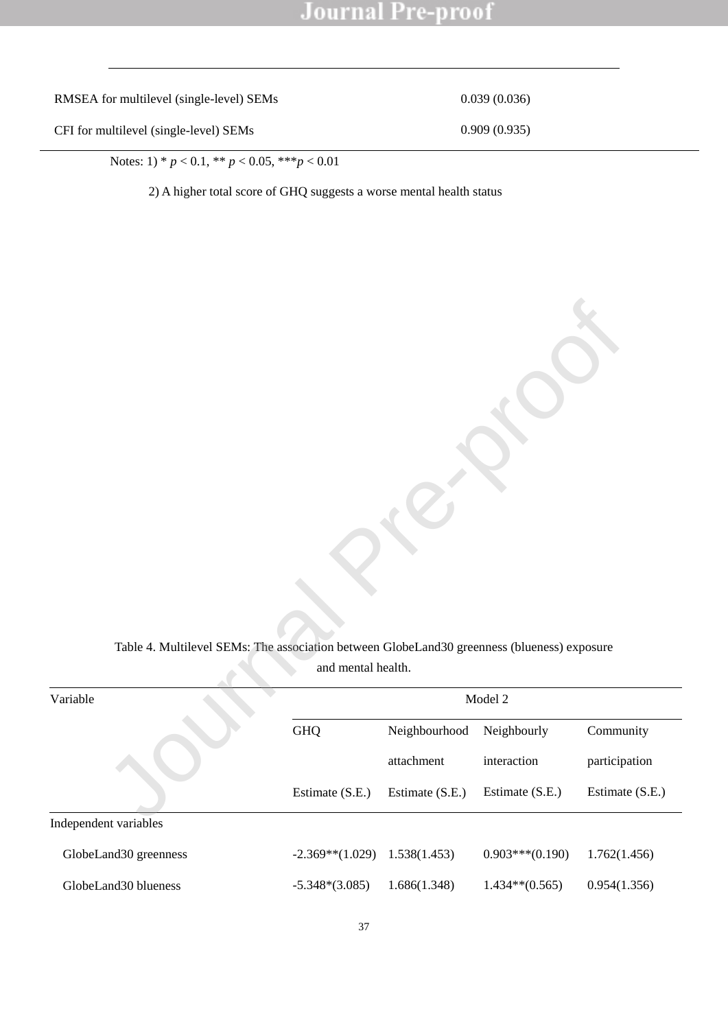| | |
|---|---|
| RMSEA for multilevel (single-level) SEMs | 0.039 (0.036) |
| CFI for multilevel (single-level) SEMs | 0.909 (0.935) |

Notes: 1) * $p < 0.1$, ** $p < 0.05$, *** $p < 0.01$

2) A higher total score of GHQ suggests a worse mental health status

Table 4. Multilevel SEMs: The association between GlobeLand30 greenness (blueness) exposure and mental health.

| Variable | Model 2 | | | |
|---|---|---|---|---|
| | GHQ | Neighbourhood attachment | Neighbourly interaction | Community participation |
| | Estimate (S.E.) | Estimate (S.E.) | Estimate (S.E.) | Estimate (S.E.) |
| Independent variables | | | | |
| GlobeLand30 greenness | -2.369**(1.029) | 1.538(1.453) | 0.903***(0.190) | 1.762(1.456) |
| GlobeLand30 blueness | -5.348*(3.085) | 1.686(1.348) | 1.434**(0.565) | 0.954(1.356) |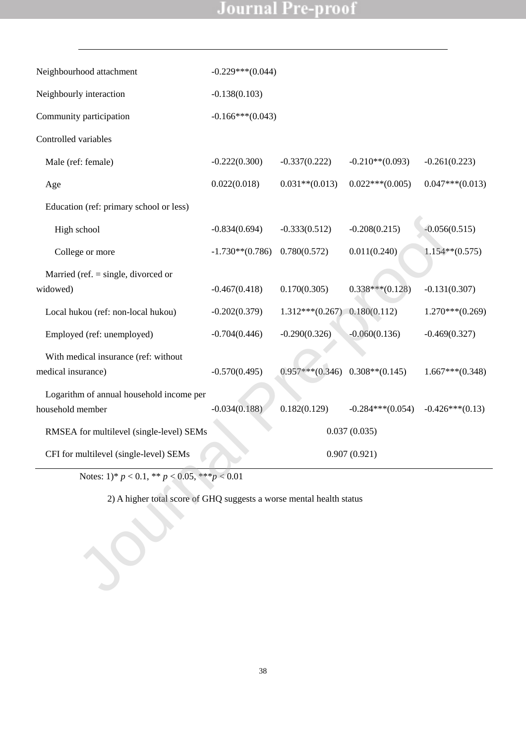| | | | | |
|---|---|---|---|---|
| Neighbourhood attachment | -0.229***(0.044) | | | |
| Neighbourly interaction | -0.138(0.103) | | | |
| Community participation | -0.166***(0.043) | | | |
| Controlled variables | | | | |
| Male (ref: female) | -0.222(0.300) | -0.337(0.222) | -0.210**(0.093) | -0.261(0.223) |
| Age | 0.022(0.018) | 0.031**(0.013) | 0.022***(0.005) | 0.047***(0.013) |
| Education (ref: primary school or less) | | | | |
| High school | -0.834(0.694) | -0.333(0.512) | -0.208(0.215) | -0.056(0.515) |
| College or more | -1.730**(0.786) | 0.780(0.572) | 0.011(0.240) | 1.154**(0.575) |
| Married (ref. = single, divorced or widowed) | -0.467(0.418) | 0.170(0.305) | 0.338***(0.128) | -0.131(0.307) |
| Local hukou (ref: non-local hukou) | -0.202(0.379) | 1.312***(0.267) | 0.180(0.112) | 1.270***(0.269) |
| Employed (ref: unemployed) | -0.704(0.446) | -0.290(0.326) | -0.060(0.136) | -0.469(0.327) |
| With medical insurance (ref: without medical insurance) | -0.570(0.495) | 0.957***(0.346) | 0.308**(0.145) | 1.667***(0.348) |
| Logarithm of annual household income per household member | -0.034(0.188) | 0.182(0.129) | -0.284***(0.054) | -0.426***(0.13) |
| RMSEA for multilevel (single-level) SEMs | | 0.037 (0.035) | | |
| CFI for multilevel (single-level) SEMs | | 0.907 (0.921) | | |

Notes: 1)* $p < 0.1$, ** $p < 0.05$, *** $p < 0.01$

2) A higher total score of GHQ suggests a worse mental health status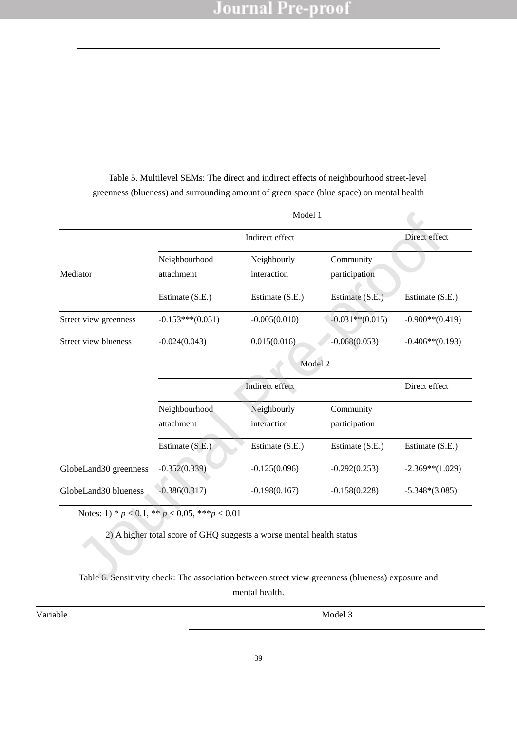Table 5. Multilevel SEMs: The direct and indirect effects of neighbourhood street-level greenness (blueness) and surrounding amount of green space (blue space) on mental health

| | Model 1 | | | |
|---|---|---|---|---|
| | Indirect effect | | | Direct effect |
| Mediator | Neighbourhood attachment | Neighbourly interaction | Community participation | |
| | Estimate (S.E.) | Estimate (S.E.) | Estimate (S.E.) | Estimate (S.E.) |
| Street view greenness | -0.153***(0.051) | -0.005(0.010) | -0.031**(0.015) | -0.900**(0.419) |
| Street view blueness | -0.024(0.043) | 0.015(0.016) | -0.068(0.053) | -0.406**(0.193) |
| | Model 2 | | | |
| | Indirect effect | | | Direct effect |
| | Neighbourhood attachment | Neighbourly interaction | Community participation | |
| | Estimate (S.E.) | Estimate (S.E.) | Estimate (S.E.) | Estimate (S.E.) |
| GlobeLand30 greenness | -0.352(0.339) | -0.125(0.096) | -0.292(0.253) | -2.369**(1.029) |
| GlobeLand30 blueness | -0.386(0.317) | -0.198(0.167) | -0.158(0.228) | -5.348*(3.085) |

Notes: 1) * $p < 0.1$, ** $p < 0.05$, *** $p < 0.01$

2) A higher total score of GHQ suggests a worse mental health status

Table 6. Sensitivity check: The association between street view greenness (blueness) exposure and mental health.

| Variable | Model 3 |
|---|---|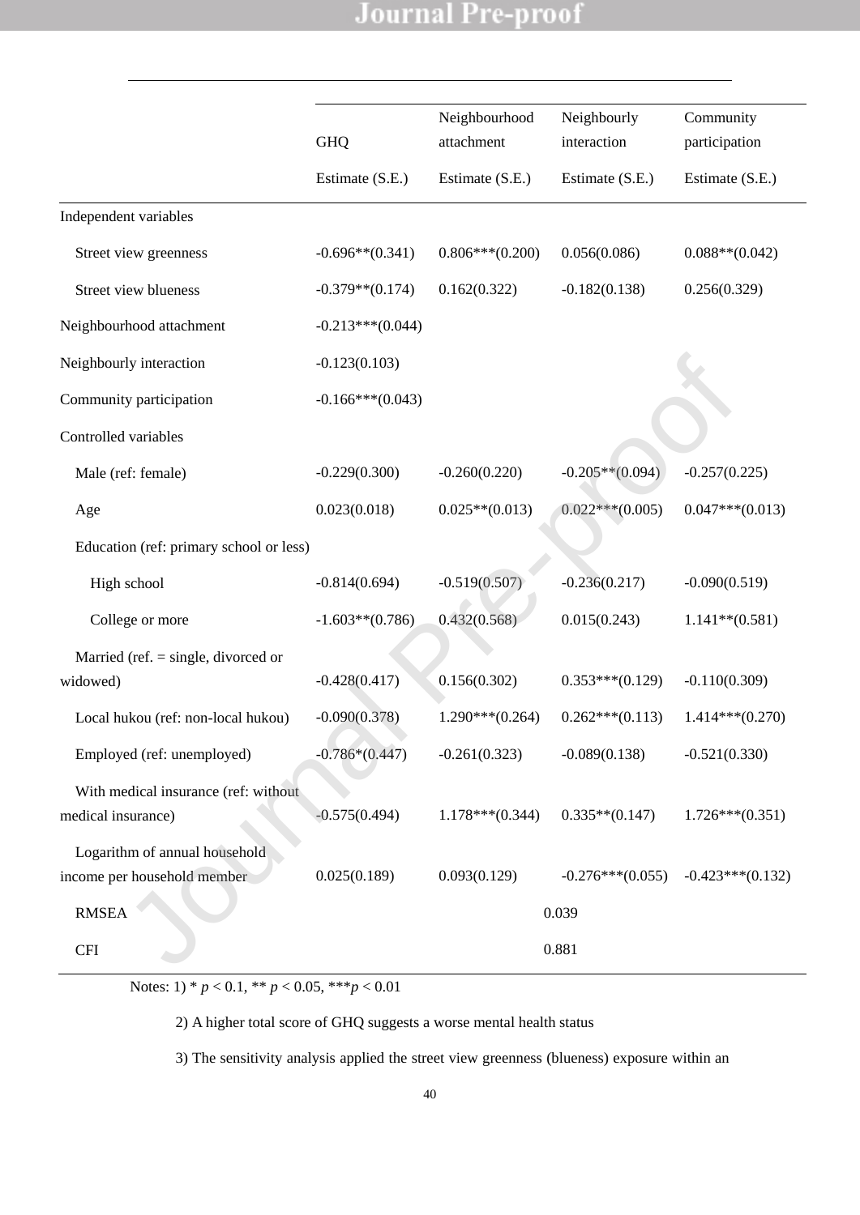| | GHQ | Neighbourhood attachment | Neighbourly interaction | Community participation |
|---|---|---|---|---|
| | Estimate (S.E.) | Estimate (S.E.) | Estimate (S.E.) | Estimate (S.E.) |
| Independent variables | | | | |
| Street view greenness | -0.696**(0.341) | 0.806***(0.200) | 0.056(0.086) | 0.088**(0.042) |
| Street view blueness | -0.379**(0.174) | 0.162(0.322) | -0.182(0.138) | 0.256(0.329) |
| Neighbourhood attachment | -0.213***(0.044) | | | |
| Neighbourly interaction | -0.123(0.103) | | | |
| Community participation | -0.166***(0.043) | | | |
| Controlled variables | | | | |
| Male (ref: female) | -0.229(0.300) | -0.260(0.220) | -0.205**(0.094) | -0.257(0.225) |
| Age | 0.023(0.018) | 0.025**(0.013) | 0.022***(0.005) | 0.047***(0.013) |
| Education (ref: primary school or less) | | | | |
| High school | -0.814(0.694) | -0.519(0.507) | -0.236(0.217) | -0.090(0.519) |
| College or more | -1.603**(0.786) | 0.432(0.568) | 0.015(0.243) | 1.141**(0.581) |
| Married (ref. = single, divorced or widowed) | -0.428(0.417) | 0.156(0.302) | 0.353***(0.129) | -0.110(0.309) |
| Local hukou (ref: non-local hukou) | -0.090(0.378) | 1.290***(0.264) | 0.262***(0.113) | 1.414***(0.270) |
| Employed (ref: unemployed) | -0.786*(0.447) | -0.261(0.323) | -0.089(0.138) | -0.521(0.330) |
| With medical insurance (ref: without medical insurance) | -0.575(0.494) | 1.178***(0.344) | 0.335**(0.147) | 1.726***(0.351) |
| Logarithm of annual household income per household member | 0.025(0.189) | 0.093(0.129) | -0.276***(0.055) | -0.423***(0.132) |
| RMSEA | 0.039 | | | |
| CFI | 0.881 | | | |

Notes: 1) * $p < 0.1$, ** $p < 0.05$, *** $p < 0.01$

2) A higher total score of GHQ suggests a worse mental health status

3) The sensitivity analysis applied the street view greenness (blueness) exposure within an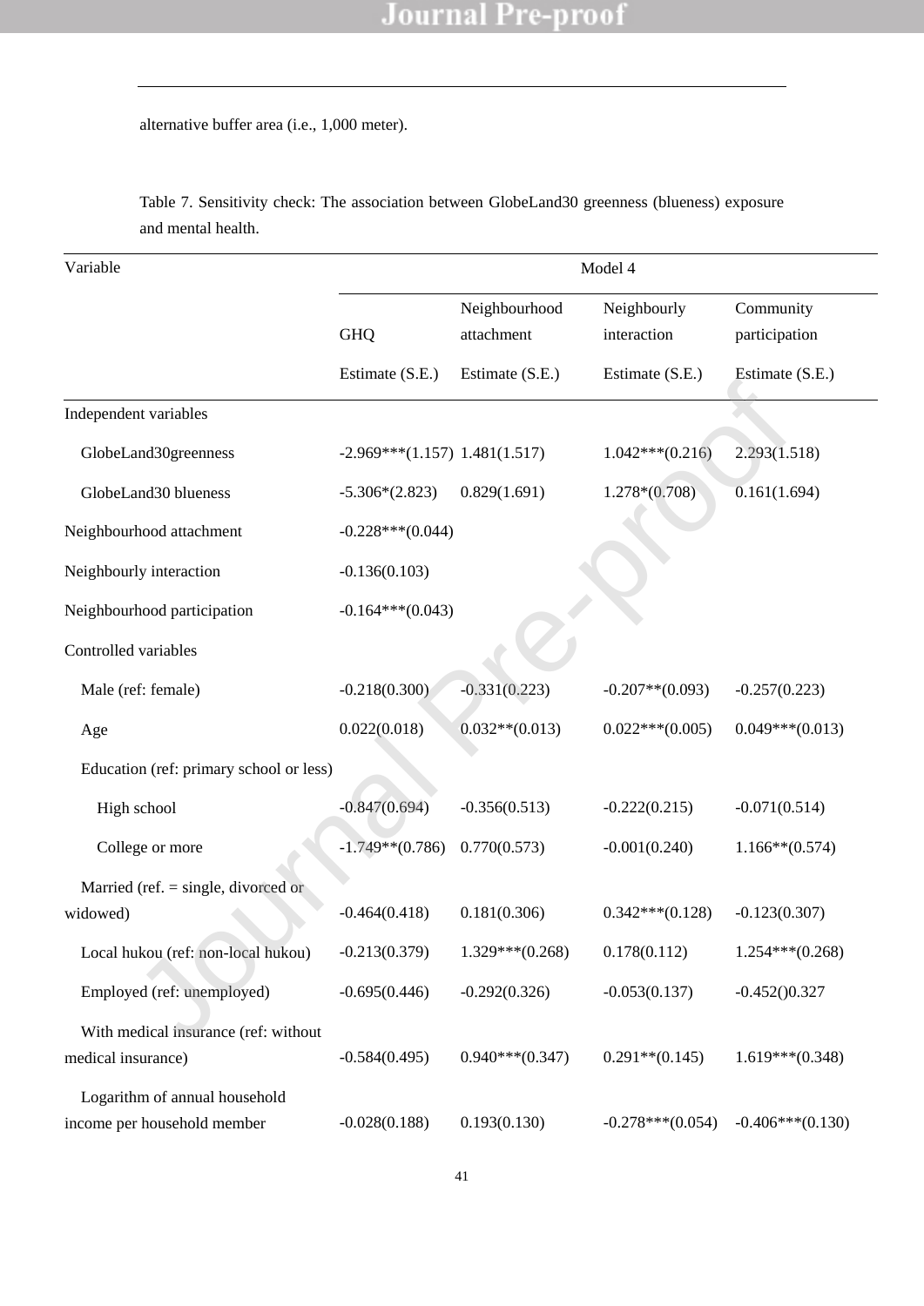alternative buffer area (i.e., 1,000 meter).

Table 7. Sensitivity check: The association between GlobeLand30 greenness (blueness) exposure and mental health.

| Variable | Model 4 | | | |
|---|---|---|---|---|
| | GHQ | Neighbourhood attachment | Neighbourly interaction | Community participation |
| | Estimate (S.E.) | Estimate (S.E.) | Estimate (S.E.) | Estimate (S.E.) |
| Independent variables | | | | |
| GlobeLand30greenness | -2.969***(1.157) | 1.481(1.517) | 1.042***(0.216) | 2.293(1.518) |
| GlobeLand30 blueness | -5.306*(2.823) | 0.829(1.691) | 1.278*(0.708) | 0.161(1.694) |
| Neighbourhood attachment | -0.228***(0.044) | | | |
| Neighbourly interaction | -0.136(0.103) | | | |
| Neighbourhood participation | -0.164***(0.043) | | | |
| Controlled variables | | | | |
| Male (ref: female) | -0.218(0.300) | -0.331(0.223) | -0.207**(0.093) | -0.257(0.223) |
| Age | 0.022(0.018) | 0.032**(0.013) | 0.022***(0.005) | 0.049***(0.013) |
| Education (ref: primary school or less) | | | | |
| High school | -0.847(0.694) | -0.356(0.513) | -0.222(0.215) | -0.071(0.514) |
| College or more | -1.749**(0.786) | 0.770(0.573) | -0.001(0.240) | 1.166**(0.574) |
| Married (ref. = single, divorced or widowed) | -0.464(0.418) | 0.181(0.306) | 0.342***(0.128) | -0.123(0.307) |
| Local hukou (ref: non-local hukou) | -0.213(0.379) | 1.329***(0.268) | 0.178(0.112) | 1.254***(0.268) |
| Employed (ref: unemployed) | -0.695(0.446) | -0.292(0.326) | -0.053(0.137) | -0.452()0.327 |
| With medical insurance (ref: without medical insurance) | -0.584(0.495) | 0.940***(0.347) | 0.291**(0.145) | 1.619***(0.348) |
| Logarithm of annual household income per household member | -0.028(0.188) | 0.193(0.130) | -0.278***(0.054) | -0.406***(0.130) |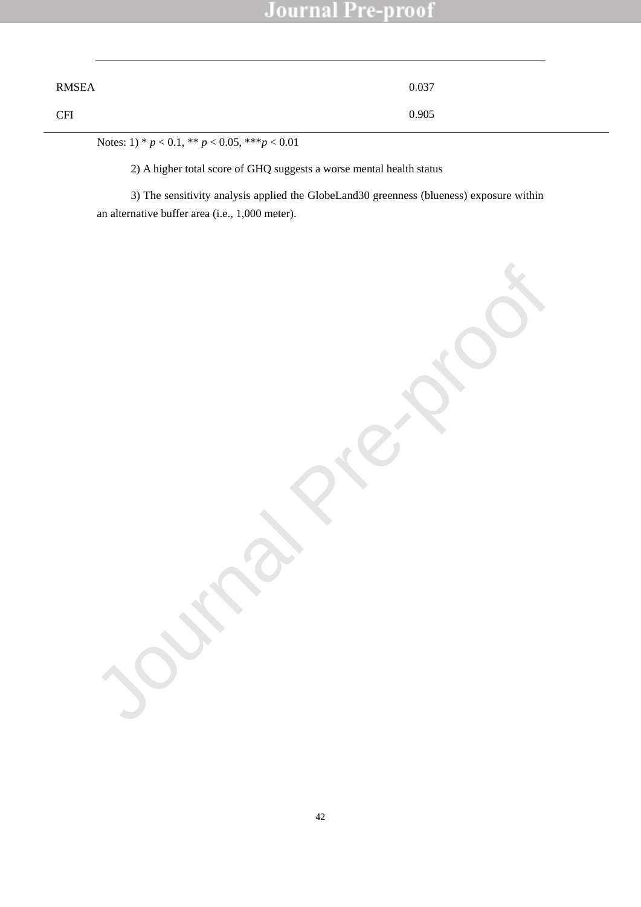| | |
|---|---|
| RMSEA | 0.037 |
| CFI | 0.905 |

Notes: 1) * $p < 0.1$, ** $p < 0.05$, *** $p < 0.01$

2) A higher total score of GHQ suggests a worse mental health status

3) The sensitivity analysis applied the GlobeLand30 greenness (blueness) exposure within an alternative buffer area (i.e., 1,000 meter).